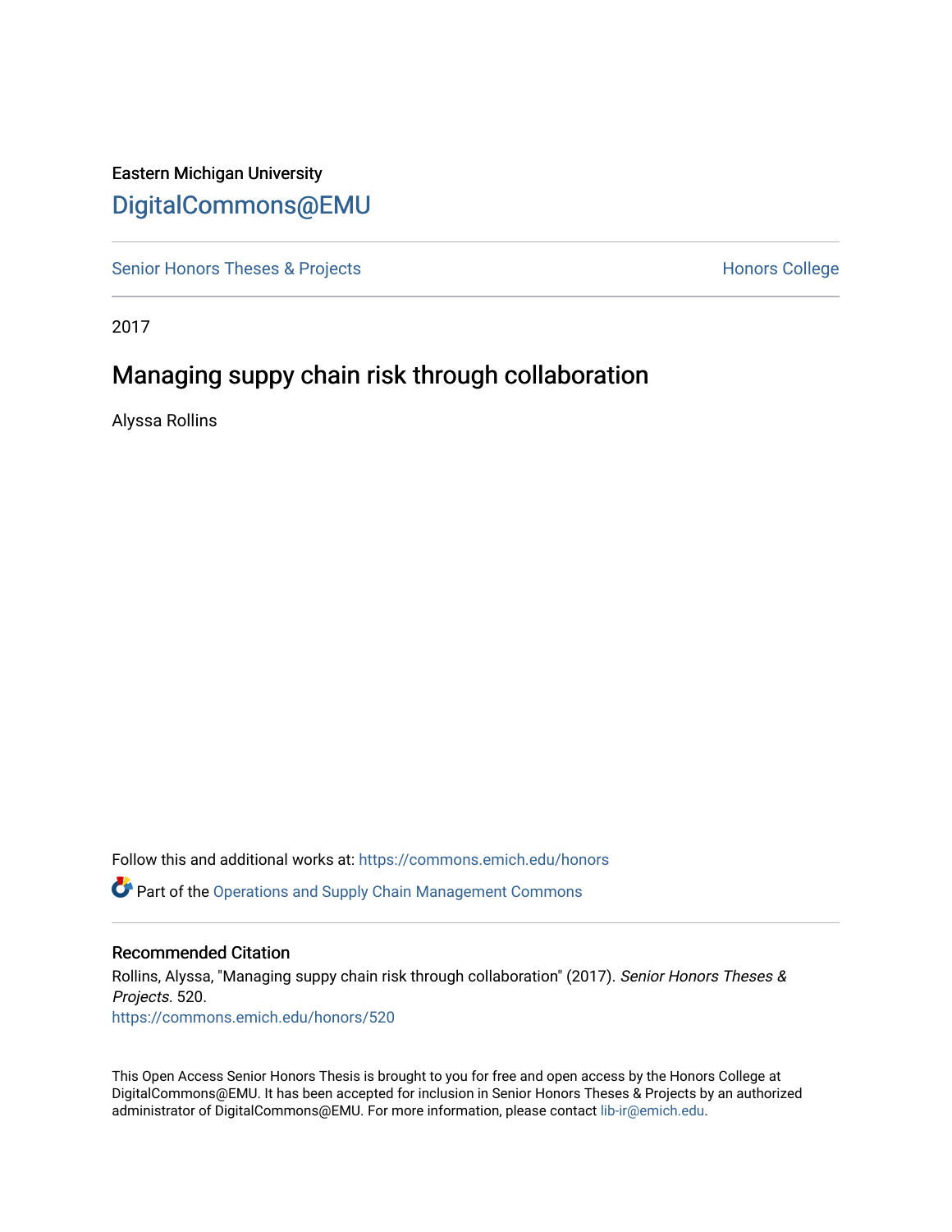Eastern Michigan University

DigitalCommons@EMU

Senior Honors Theses & Projects | Honors College

2017

# Managing suppy chain risk through collaboration

Alyssa Rollins

Follow this and additional works at: https://commons.emich.edu/honors

Part of the Operations and Supply Chain Management Commons

## Recommended Citation

Rollins, Alyssa, "Managing suppy chain risk through collaboration" (2017). *Senior Honors Theses & Projects*. 520.
https://commons.emich.edu/honors/520

This Open Access Senior Honors Thesis is brought to you for free and open access by the Honors College at DigitalCommons@EMU. It has been accepted for inclusion in Senior Honors Theses & Projects by an authorized administrator of DigitalCommons@EMU. For more information, please contact lib-ir@emich.edu.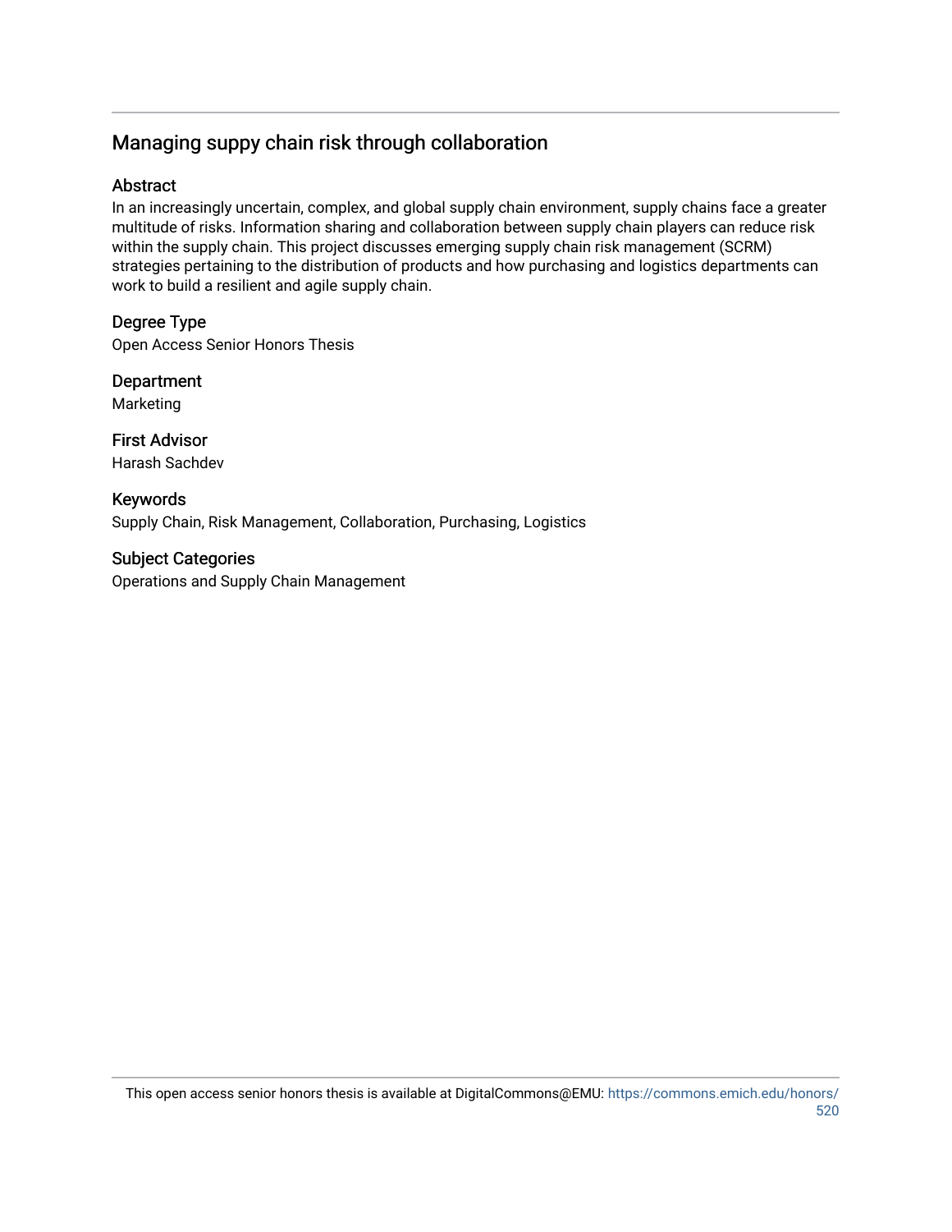# Managing suppy chain risk through collaboration

## Abstract

In an increasingly uncertain, complex, and global supply chain environment, supply chains face a greater multitude of risks. Information sharing and collaboration between supply chain players can reduce risk within the supply chain. This project discusses emerging supply chain risk management (SCRM) strategies pertaining to the distribution of products and how purchasing and logistics departments can work to build a resilient and agile supply chain.

## Degree Type

Open Access Senior Honors Thesis

## Department

Marketing

## First Advisor

Harash Sachdev

## Keywords

Supply Chain, Risk Management, Collaboration, Purchasing, Logistics

## Subject Categories

Operations and Supply Chain Management

This open access senior honors thesis is available at DigitalCommons@EMU: https://commons.emich.edu/honors/520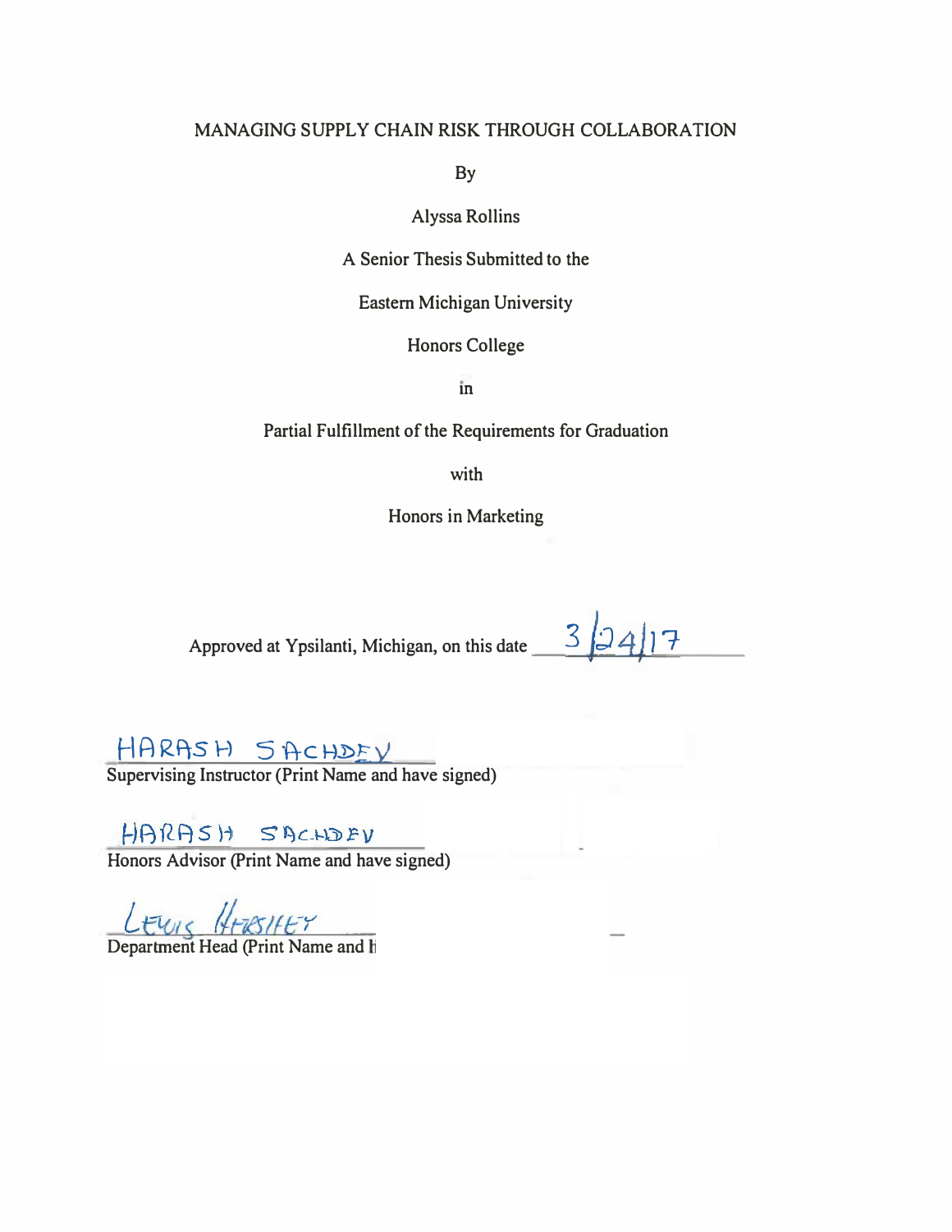MANAGING SUPPLY CHAIN RISK THROUGH COLLABORATION

By

Alyssa Rollins

A Senior Thesis Submitted to the

Eastern Michigan University

Honors College

in

Partial Fulfillment of the Requirements for Graduation

with

Honors in Marketing

Approved at Ypsilanti, Michigan, on this date 3/24/17

HARASH SACHDEV
Supervising Instructor (Print Name and have signed)

HARASH SACHDEV
Honors Advisor (Print Name and have signed)

LEWIS HERSHEY
Department Head (Print Name and h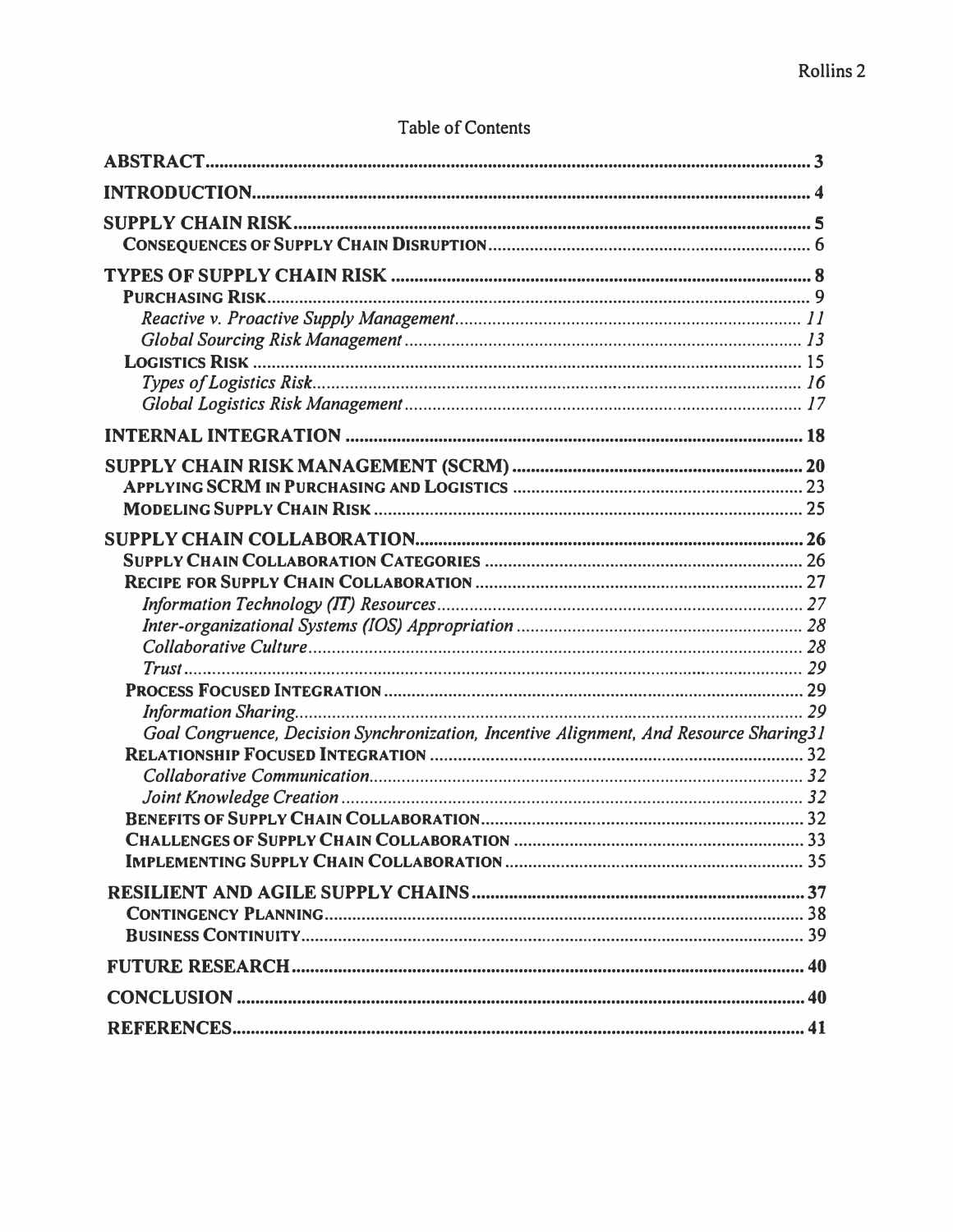Table of Contents

**ABSTRACT** .......... 3

**INTRODUCTION** .......... 4

**SUPPLY CHAIN RISK** .......... 5
- **CONSEQUENCES OF SUPPLY CHAIN DISRUPTION** .......... 6

**TYPES OF SUPPLY CHAIN RISK** .......... 8
- **PURCHASING RISK** .......... 9
  - *Reactive v. Proactive Supply Management* .......... 11
  - *Global Sourcing Risk Management* .......... 13
- **LOGISTICS RISK** .......... 15
  - *Types of Logistics Risk* .......... 16
  - *Global Logistics Risk Management* .......... 17

**INTERNAL INTEGRATION** .......... 18

**SUPPLY CHAIN RISK MANAGEMENT (SCRM)** .......... 20
- **APPLYING SCRM IN PURCHASING AND LOGISTICS** .......... 23
- **MODELING SUPPLY CHAIN RISK** .......... 25

**SUPPLY CHAIN COLLABORATION** .......... 26
- **SUPPLY CHAIN COLLABORATION CATEGORIES** .......... 26
- **RECIPE FOR SUPPLY CHAIN COLLABORATION** .......... 27
  - *Information Technology (IT) Resources* .......... 27
  - *Inter-organizational Systems (IOS) Appropriation* .......... 28
  - *Collaborative Culture* .......... 28
  - *Trust* .......... 29
- **PROCESS FOCUSED INTEGRATION** .......... 29
  - *Information Sharing* .......... 29
  - *Goal Congruence, Decision Synchronization, Incentive Alignment, And Resource Sharing* .......... 31
- **RELATIONSHIP FOCUSED INTEGRATION** .......... 32
  - *Collaborative Communication* .......... 32
  - *Joint Knowledge Creation* .......... 32
- **BENEFITS OF SUPPLY CHAIN COLLABORATION** .......... 32
- **CHALLENGES OF SUPPLY CHAIN COLLABORATION** .......... 33
- **IMPLEMENTING SUPPLY CHAIN COLLABORATION** .......... 35

**RESILIENT AND AGILE SUPPLY CHAINS** .......... 37
- **CONTINGENCY PLANNING** .......... 38
- **BUSINESS CONTINUITY** .......... 39

**FUTURE RESEARCH** .......... 40

**CONCLUSION** .......... 40

**REFERENCES** .......... 41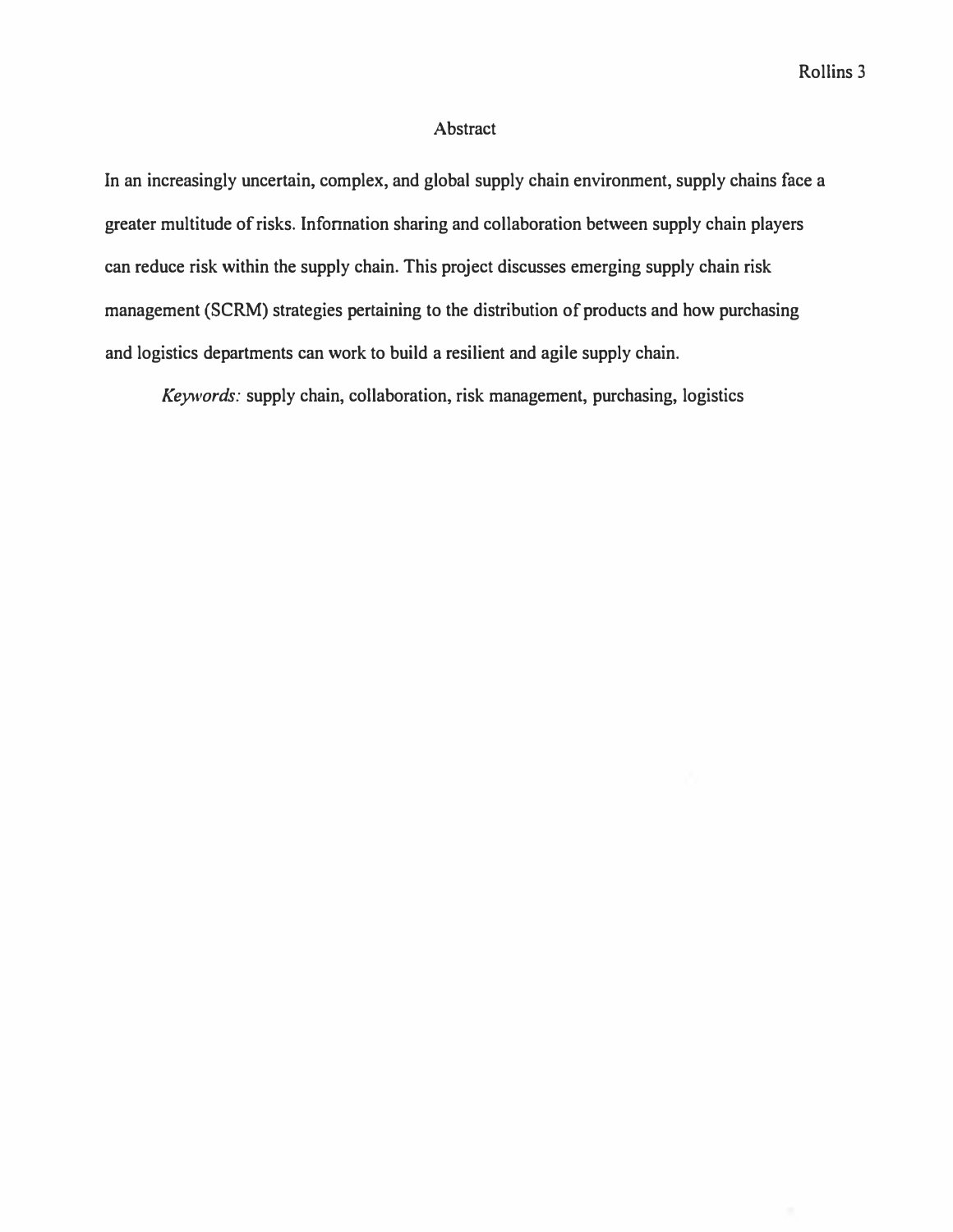# Abstract

In an increasingly uncertain, complex, and global supply chain environment, supply chains face a greater multitude of risks. Information sharing and collaboration between supply chain players can reduce risk within the supply chain. This project discusses emerging supply chain risk management (SCRM) strategies pertaining to the distribution of products and how purchasing and logistics departments can work to build a resilient and agile supply chain.

*Keywords:* supply chain, collaboration, risk management, purchasing, logistics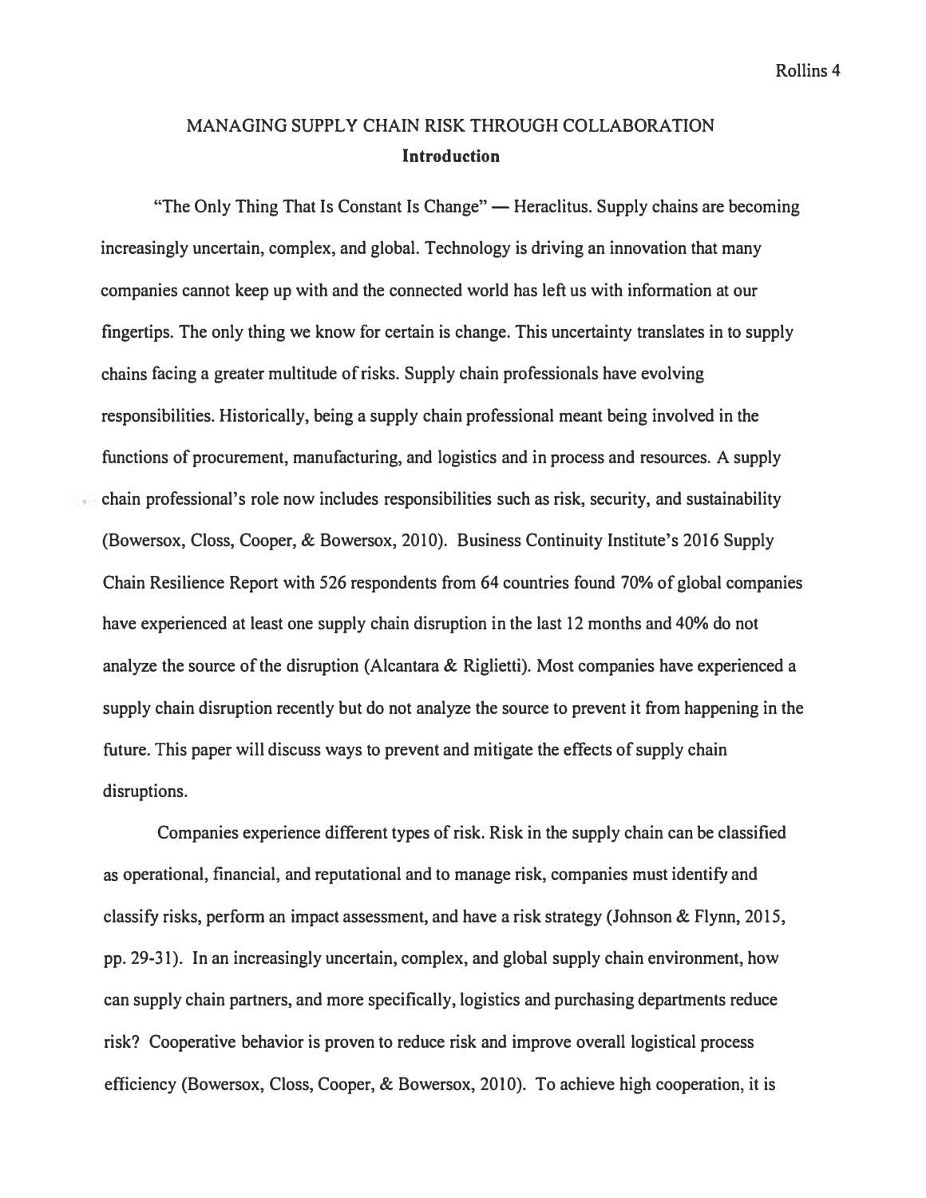# MANAGING SUPPLY CHAIN RISK THROUGH COLLABORATION

## Introduction

"The Only Thing That Is Constant Is Change" — Heraclitus. Supply chains are becoming increasingly uncertain, complex, and global. Technology is driving an innovation that many companies cannot keep up with and the connected world has left us with information at our fingertips. The only thing we know for certain is change. This uncertainty translates in to supply chains facing a greater multitude of risks. Supply chain professionals have evolving responsibilities. Historically, being a supply chain professional meant being involved in the functions of procurement, manufacturing, and logistics and in process and resources. A supply chain professional's role now includes responsibilities such as risk, security, and sustainability (Bowersox, Closs, Cooper, & Bowersox, 2010). Business Continuity Institute's 2016 Supply Chain Resilience Report with 526 respondents from 64 countries found 70% of global companies have experienced at least one supply chain disruption in the last 12 months and 40% do not analyze the source of the disruption (Alcantara & Riglietti). Most companies have experienced a supply chain disruption recently but do not analyze the source to prevent it from happening in the future. This paper will discuss ways to prevent and mitigate the effects of supply chain disruptions.

Companies experience different types of risk. Risk in the supply chain can be classified as operational, financial, and reputational and to manage risk, companies must identify and classify risks, perform an impact assessment, and have a risk strategy (Johnson & Flynn, 2015, pp. 29-31). In an increasingly uncertain, complex, and global supply chain environment, how can supply chain partners, and more specifically, logistics and purchasing departments reduce risk? Cooperative behavior is proven to reduce risk and improve overall logistical process efficiency (Bowersox, Closs, Cooper, & Bowersox, 2010). To achieve high cooperation, it is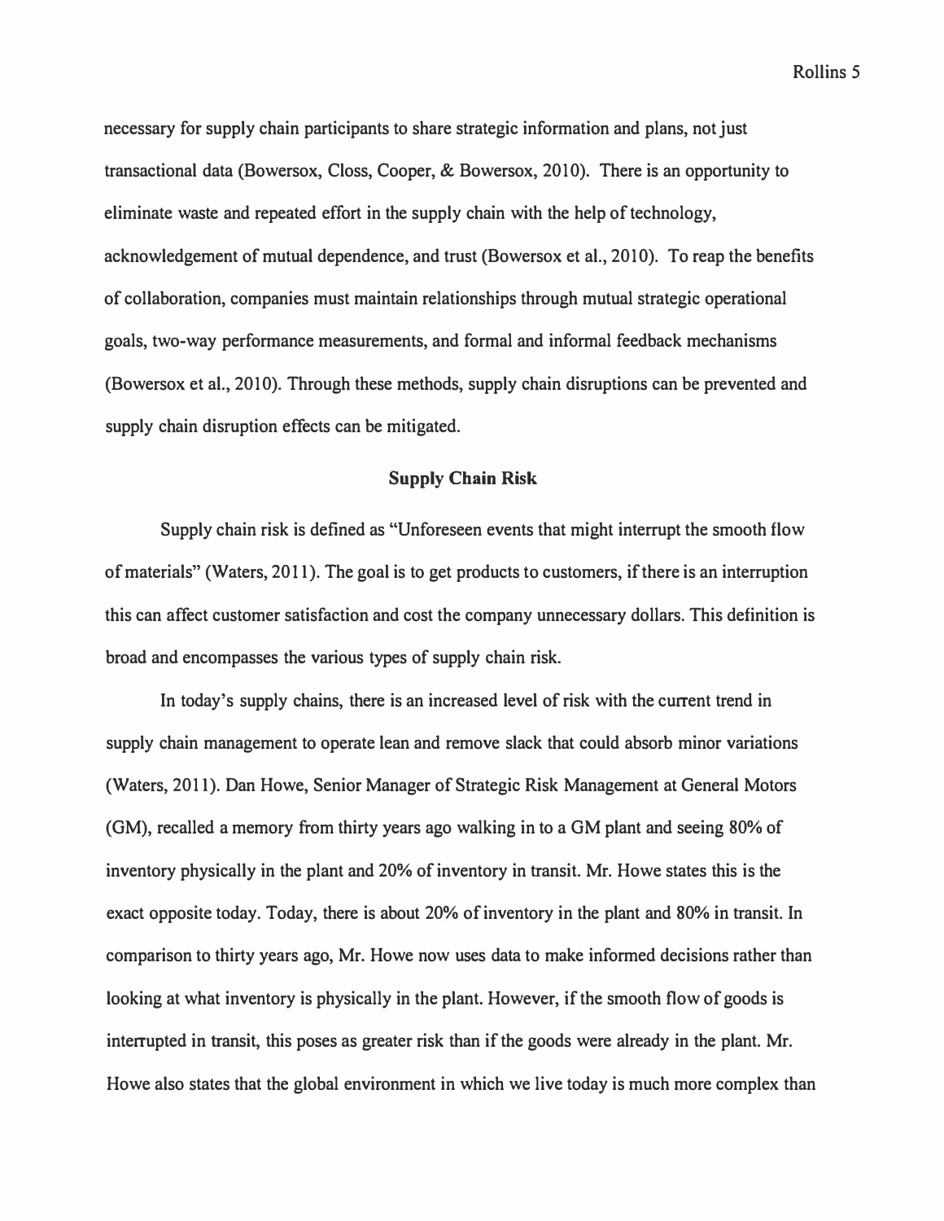necessary for supply chain participants to share strategic information and plans, not just transactional data (Bowersox, Closs, Cooper, & Bowersox, 2010). There is an opportunity to eliminate waste and repeated effort in the supply chain with the help of technology, acknowledgement of mutual dependence, and trust (Bowersox et al., 2010). To reap the benefits of collaboration, companies must maintain relationships through mutual strategic operational goals, two-way performance measurements, and formal and informal feedback mechanisms (Bowersox et al., 2010). Through these methods, supply chain disruptions can be prevented and supply chain disruption effects can be mitigated.

## Supply Chain Risk

Supply chain risk is defined as "Unforeseen events that might interrupt the smooth flow of materials" (Waters, 2011). The goal is to get products to customers, if there is an interruption this can affect customer satisfaction and cost the company unnecessary dollars. This definition is broad and encompasses the various types of supply chain risk.

In today's supply chains, there is an increased level of risk with the current trend in supply chain management to operate lean and remove slack that could absorb minor variations (Waters, 2011). Dan Howe, Senior Manager of Strategic Risk Management at General Motors (GM), recalled a memory from thirty years ago walking in to a GM plant and seeing 80% of inventory physically in the plant and 20% of inventory in transit. Mr. Howe states this is the exact opposite today. Today, there is about 20% of inventory in the plant and 80% in transit. In comparison to thirty years ago, Mr. Howe now uses data to make informed decisions rather than looking at what inventory is physically in the plant. However, if the smooth flow of goods is interrupted in transit, this poses as greater risk than if the goods were already in the plant. Mr. Howe also states that the global environment in which we live today is much more complex than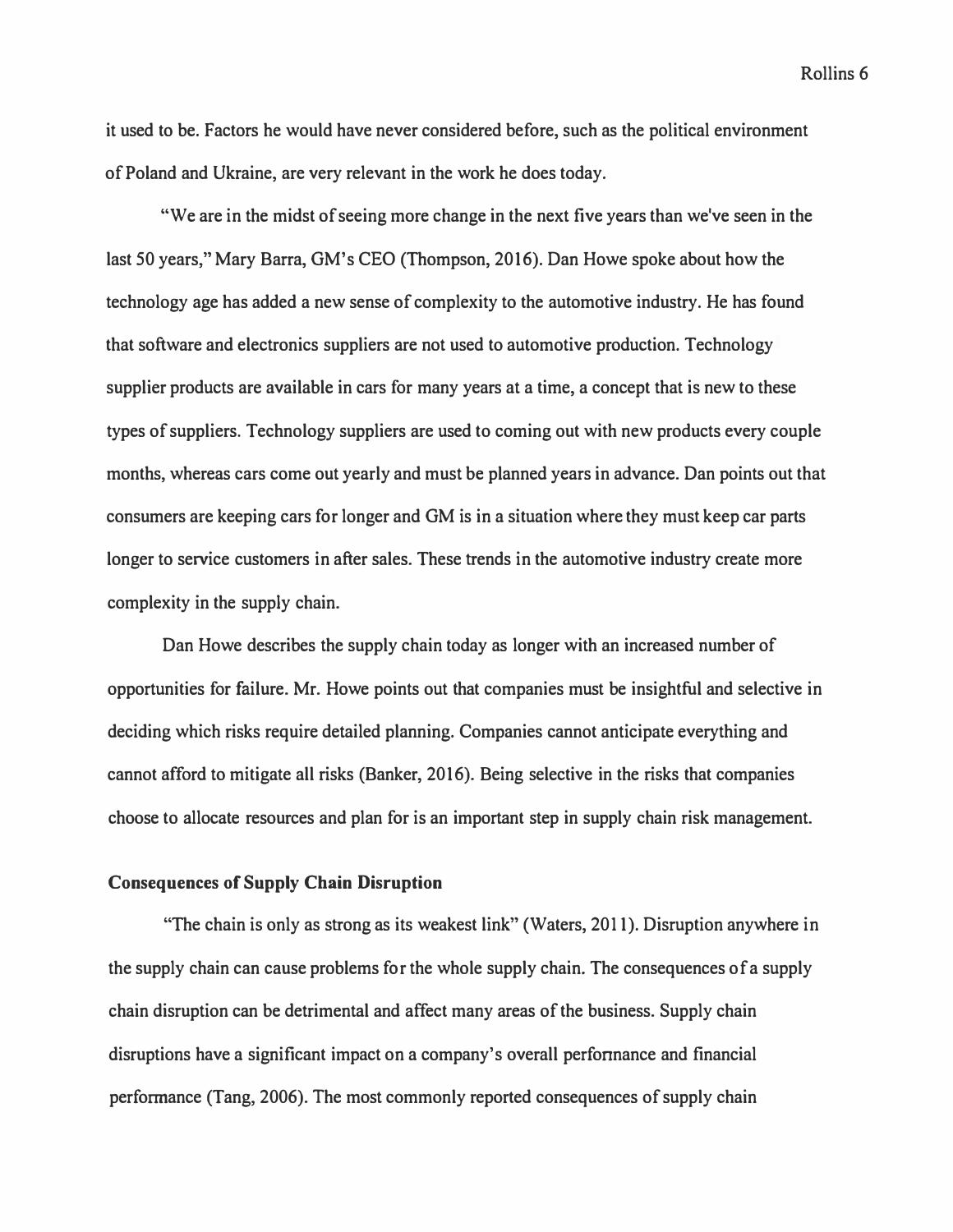it used to be. Factors he would have never considered before, such as the political environment of Poland and Ukraine, are very relevant in the work he does today.

"We are in the midst of seeing more change in the next five years than we've seen in the last 50 years," Mary Barra, GM's CEO (Thompson, 2016). Dan Howe spoke about how the technology age has added a new sense of complexity to the automotive industry. He has found that software and electronics suppliers are not used to automotive production. Technology supplier products are available in cars for many years at a time, a concept that is new to these types of suppliers. Technology suppliers are used to coming out with new products every couple months, whereas cars come out yearly and must be planned years in advance. Dan points out that consumers are keeping cars for longer and GM is in a situation where they must keep car parts longer to service customers in after sales. These trends in the automotive industry create more complexity in the supply chain.

Dan Howe describes the supply chain today as longer with an increased number of opportunities for failure. Mr. Howe points out that companies must be insightful and selective in deciding which risks require detailed planning. Companies cannot anticipate everything and cannot afford to mitigate all risks (Banker, 2016). Being selective in the risks that companies choose to allocate resources and plan for is an important step in supply chain risk management.

### Consequences of Supply Chain Disruption

"The chain is only as strong as its weakest link" (Waters, 2011). Disruption anywhere in the supply chain can cause problems for the whole supply chain. The consequences of a supply chain disruption can be detrimental and affect many areas of the business. Supply chain disruptions have a significant impact on a company's overall performance and financial performance (Tang, 2006). The most commonly reported consequences of supply chain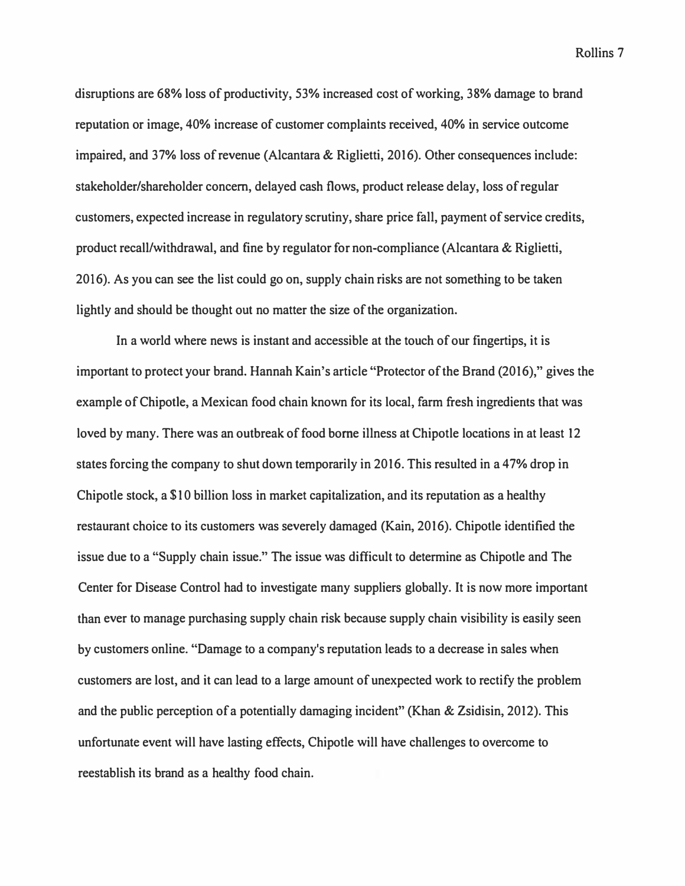disruptions are 68% loss of productivity, 53% increased cost of working, 38% damage to brand reputation or image, 40% increase of customer complaints received, 40% in service outcome impaired, and 37% loss of revenue (Alcantara & Riglietti, 2016). Other consequences include: stakeholder/shareholder concern, delayed cash flows, product release delay, loss of regular customers, expected increase in regulatory scrutiny, share price fall, payment of service credits, product recall/withdrawal, and fine by regulator for non-compliance (Alcantara & Riglietti, 2016). As you can see the list could go on, supply chain risks are not something to be taken lightly and should be thought out no matter the size of the organization.

In a world where news is instant and accessible at the touch of our fingertips, it is important to protect your brand. Hannah Kain's article "Protector of the Brand (2016)," gives the example of Chipotle, a Mexican food chain known for its local, farm fresh ingredients that was loved by many. There was an outbreak of food borne illness at Chipotle locations in at least 12 states forcing the company to shut down temporarily in 2016. This resulted in a 47% drop in Chipotle stock, a $10 billion loss in market capitalization, and its reputation as a healthy restaurant choice to its customers was severely damaged (Kain, 2016). Chipotle identified the issue due to a "Supply chain issue." The issue was difficult to determine as Chipotle and The Center for Disease Control had to investigate many suppliers globally. It is now more important than ever to manage purchasing supply chain risk because supply chain visibility is easily seen by customers online. "Damage to a company's reputation leads to a decrease in sales when customers are lost, and it can lead to a large amount of unexpected work to rectify the problem and the public perception of a potentially damaging incident" (Khan & Zsidisin, 2012). This unfortunate event will have lasting effects, Chipotle will have challenges to overcome to reestablish its brand as a healthy food chain.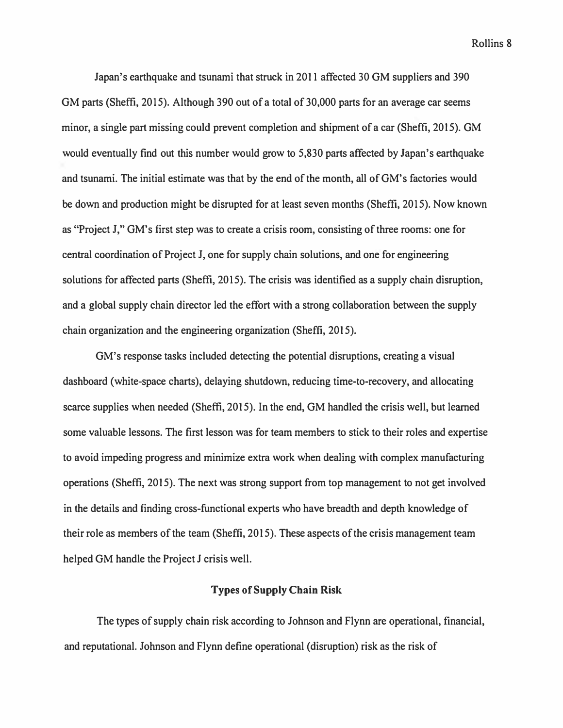Japan's earthquake and tsunami that struck in 2011 affected 30 GM suppliers and 390 GM parts (Sheffi, 2015). Although 390 out of a total of 30,000 parts for an average car seems minor, a single part missing could prevent completion and shipment of a car (Sheffi, 2015). GM would eventually find out this number would grow to 5,830 parts affected by Japan's earthquake and tsunami. The initial estimate was that by the end of the month, all of GM's factories would be down and production might be disrupted for at least seven months (Sheffi, 2015). Now known as "Project J," GM's first step was to create a crisis room, consisting of three rooms: one for central coordination of Project J, one for supply chain solutions, and one for engineering solutions for affected parts (Sheffi, 2015). The crisis was identified as a supply chain disruption, and a global supply chain director led the effort with a strong collaboration between the supply chain organization and the engineering organization (Sheffi, 2015).

GM's response tasks included detecting the potential disruptions, creating a visual dashboard (white-space charts), delaying shutdown, reducing time-to-recovery, and allocating scarce supplies when needed (Sheffi, 2015). In the end, GM handled the crisis well, but learned some valuable lessons. The first lesson was for team members to stick to their roles and expertise to avoid impeding progress and minimize extra work when dealing with complex manufacturing operations (Sheffi, 2015). The next was strong support from top management to not get involved in the details and finding cross-functional experts who have breadth and depth knowledge of their role as members of the team (Sheffi, 2015). These aspects of the crisis management team helped GM handle the Project J crisis well.

## Types of Supply Chain Risk

The types of supply chain risk according to Johnson and Flynn are operational, financial, and reputational. Johnson and Flynn define operational (disruption) risk as the risk of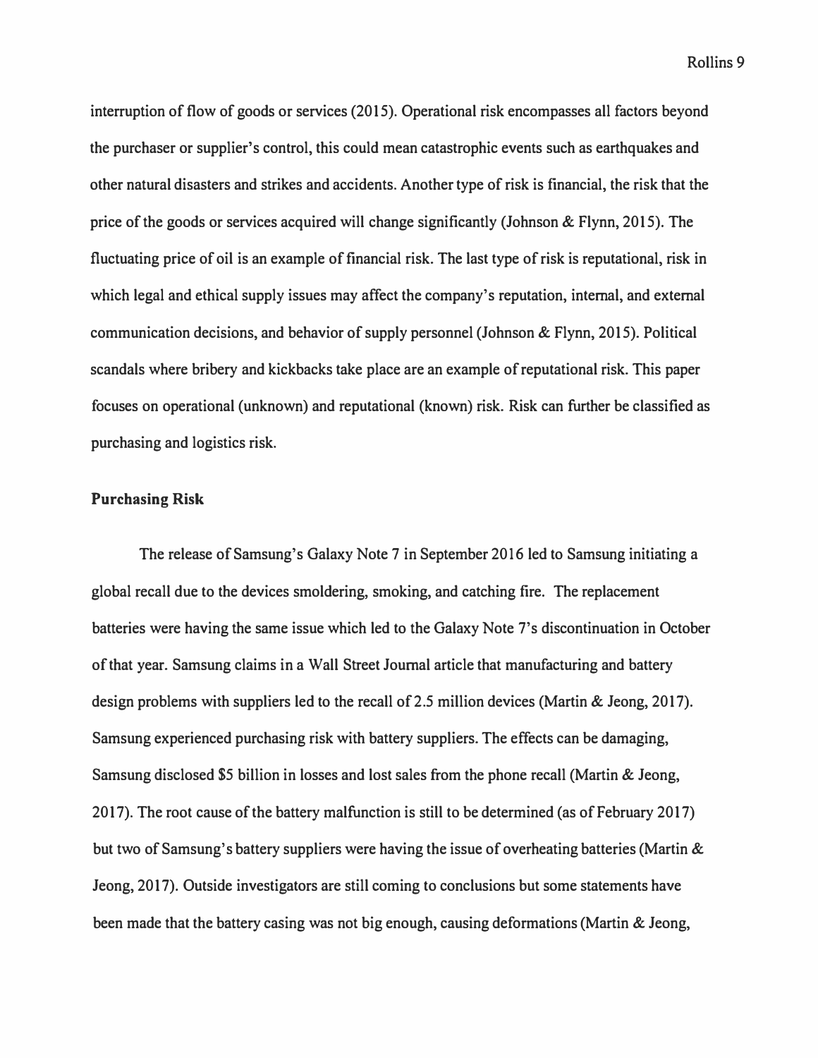interruption of flow of goods or services (2015). Operational risk encompasses all factors beyond the purchaser or supplier's control, this could mean catastrophic events such as earthquakes and other natural disasters and strikes and accidents. Another type of risk is financial, the risk that the price of the goods or services acquired will change significantly (Johnson & Flynn, 2015). The fluctuating price of oil is an example of financial risk. The last type of risk is reputational, risk in which legal and ethical supply issues may affect the company's reputation, internal, and external communication decisions, and behavior of supply personnel (Johnson & Flynn, 2015). Political scandals where bribery and kickbacks take place are an example of reputational risk. This paper focuses on operational (unknown) and reputational (known) risk. Risk can further be classified as purchasing and logistics risk.

## Purchasing Risk

The release of Samsung's Galaxy Note 7 in September 2016 led to Samsung initiating a global recall due to the devices smoldering, smoking, and catching fire. The replacement batteries were having the same issue which led to the Galaxy Note 7's discontinuation in October of that year. Samsung claims in a Wall Street Journal article that manufacturing and battery design problems with suppliers led to the recall of 2.5 million devices (Martin & Jeong, 2017). Samsung experienced purchasing risk with battery suppliers. The effects can be damaging, Samsung disclosed $5 billion in losses and lost sales from the phone recall (Martin & Jeong, 2017). The root cause of the battery malfunction is still to be determined (as of February 2017) but two of Samsung's battery suppliers were having the issue of overheating batteries (Martin & Jeong, 2017). Outside investigators are still coming to conclusions but some statements have been made that the battery casing was not big enough, causing deformations (Martin & Jeong,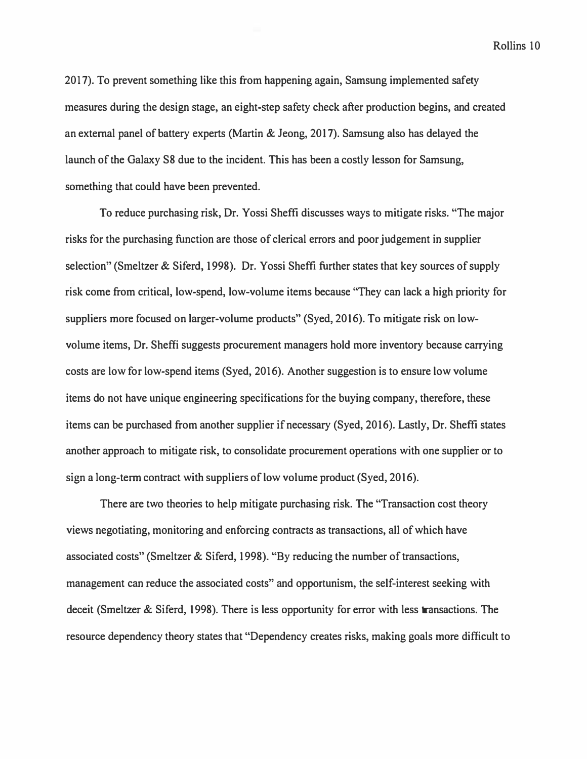2017). To prevent something like this from happening again, Samsung implemented safety measures during the design stage, an eight-step safety check after production begins, and created an external panel of battery experts (Martin & Jeong, 2017). Samsung also has delayed the launch of the Galaxy S8 due to the incident. This has been a costly lesson for Samsung, something that could have been prevented.

To reduce purchasing risk, Dr. Yossi Sheffi discusses ways to mitigate risks. "The major risks for the purchasing function are those of clerical errors and poor judgement in supplier selection" (Smeltzer & Siferd, 1998). Dr. Yossi Sheffi further states that key sources of supply risk come from critical, low-spend, low-volume items because "They can lack a high priority for suppliers more focused on larger-volume products" (Syed, 2016). To mitigate risk on low-volume items, Dr. Sheffi suggests procurement managers hold more inventory because carrying costs are low for low-spend items (Syed, 2016). Another suggestion is to ensure low volume items do not have unique engineering specifications for the buying company, therefore, these items can be purchased from another supplier if necessary (Syed, 2016). Lastly, Dr. Sheffi states another approach to mitigate risk, to consolidate procurement operations with one supplier or to sign a long-term contract with suppliers of low volume product (Syed, 2016).

There are two theories to help mitigate purchasing risk. The "Transaction cost theory views negotiating, monitoring and enforcing contracts as transactions, all of which have associated costs" (Smeltzer & Siferd, 1998). "By reducing the number of transactions, management can reduce the associated costs" and opportunism, the self-interest seeking with deceit (Smeltzer & Siferd, 1998). There is less opportunity for error with less transactions. The resource dependency theory states that "Dependency creates risks, making goals more difficult to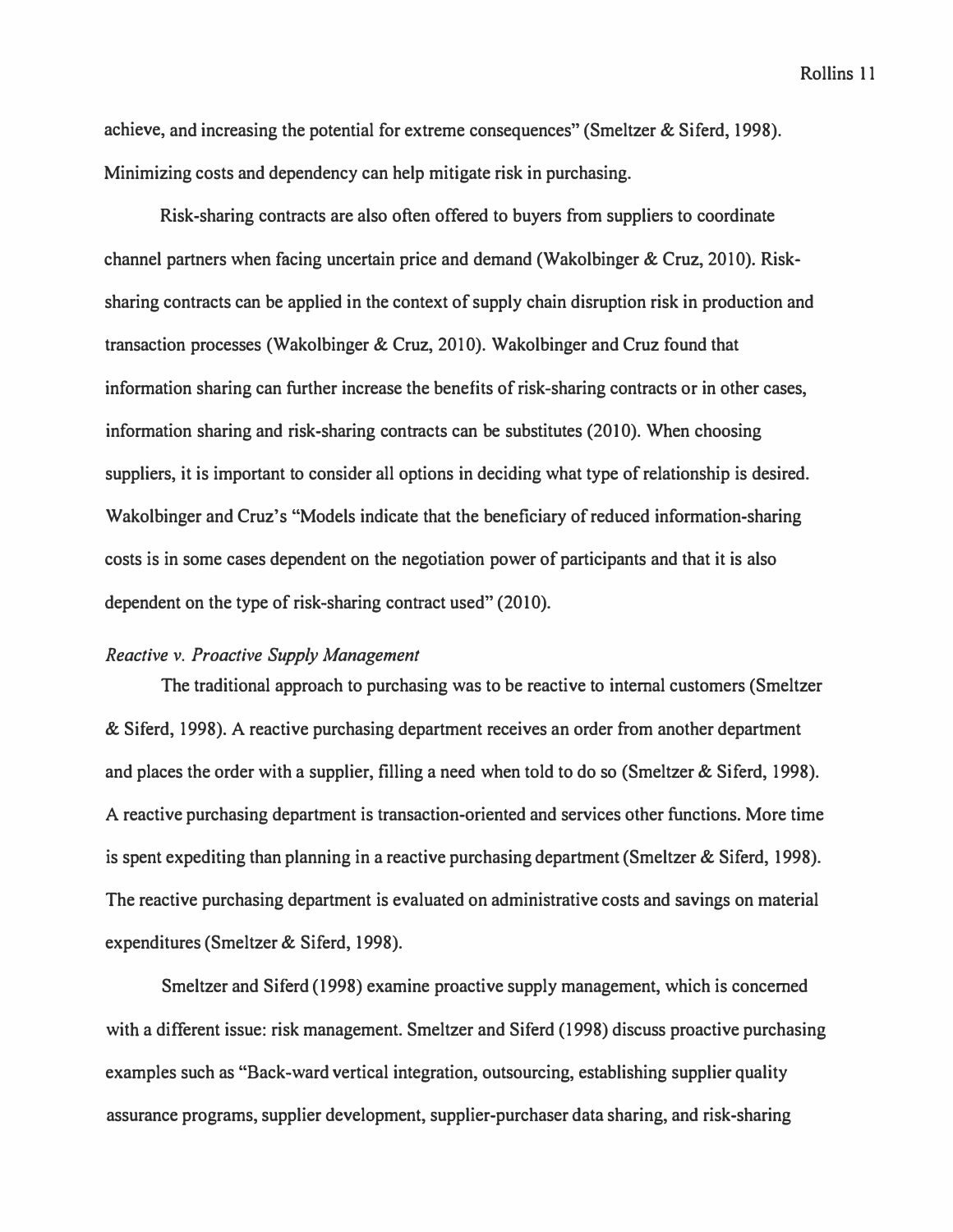achieve, and increasing the potential for extreme consequences" (Smeltzer & Siferd, 1998). Minimizing costs and dependency can help mitigate risk in purchasing.

Risk-sharing contracts are also often offered to buyers from suppliers to coordinate channel partners when facing uncertain price and demand (Wakolbinger & Cruz, 2010). Risk-sharing contracts can be applied in the context of supply chain disruption risk in production and transaction processes (Wakolbinger & Cruz, 2010). Wakolbinger and Cruz found that information sharing can further increase the benefits of risk-sharing contracts or in other cases, information sharing and risk-sharing contracts can be substitutes (2010). When choosing suppliers, it is important to consider all options in deciding what type of relationship is desired. Wakolbinger and Cruz's "Models indicate that the beneficiary of reduced information-sharing costs is in some cases dependent on the negotiation power of participants and that it is also dependent on the type of risk-sharing contract used" (2010).

*Reactive v. Proactive Supply Management*

The traditional approach to purchasing was to be reactive to internal customers (Smeltzer & Siferd, 1998). A reactive purchasing department receives an order from another department and places the order with a supplier, filling a need when told to do so (Smeltzer & Siferd, 1998). A reactive purchasing department is transaction-oriented and services other functions. More time is spent expediting than planning in a reactive purchasing department (Smeltzer & Siferd, 1998). The reactive purchasing department is evaluated on administrative costs and savings on material expenditures (Smeltzer & Siferd, 1998).

Smeltzer and Siferd (1998) examine proactive supply management, which is concerned with a different issue: risk management. Smeltzer and Siferd (1998) discuss proactive purchasing examples such as "Back-ward vertical integration, outsourcing, establishing supplier quality assurance programs, supplier development, supplier-purchaser data sharing, and risk-sharing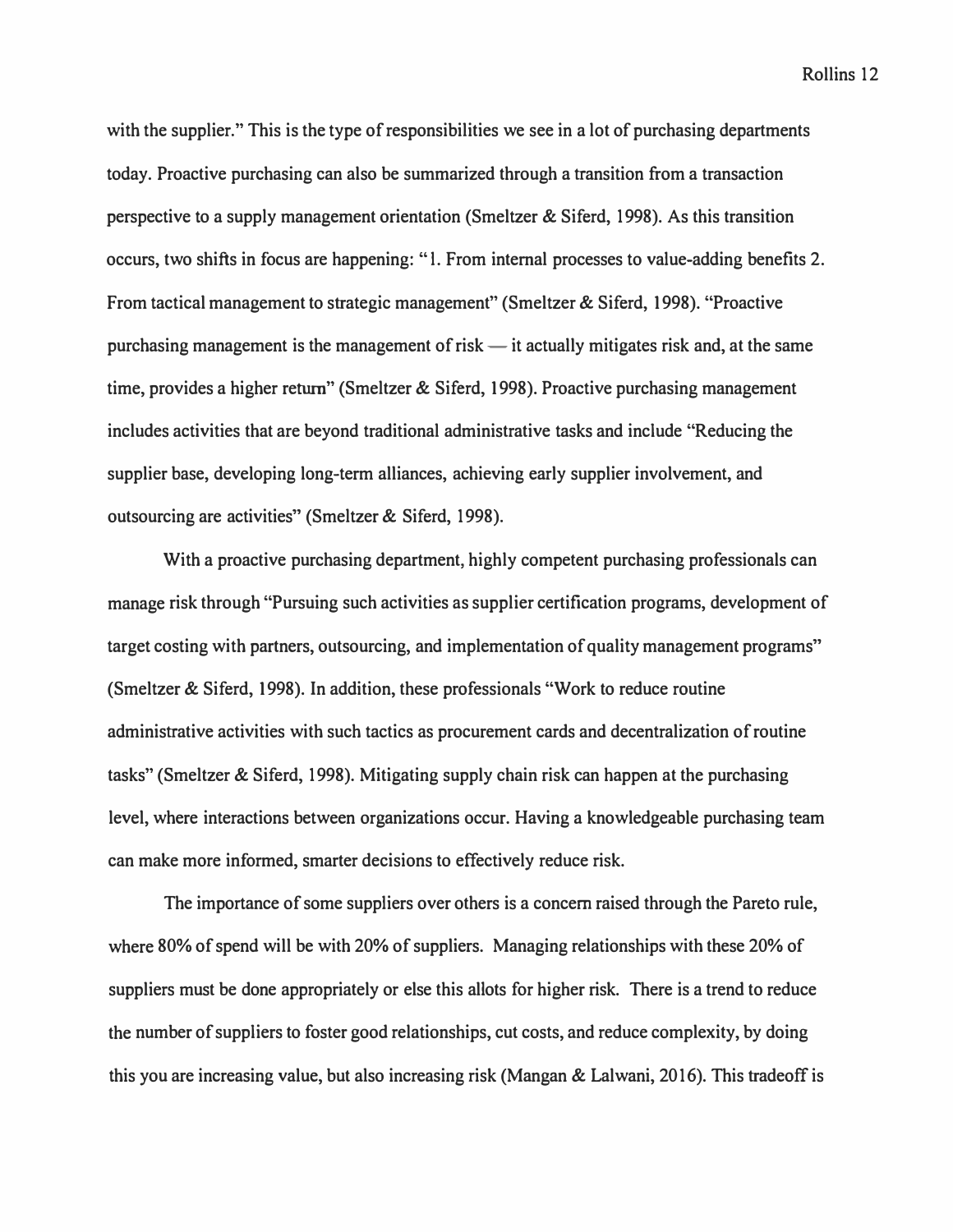with the supplier." This is the type of responsibilities we see in a lot of purchasing departments today. Proactive purchasing can also be summarized through a transition from a transaction perspective to a supply management orientation (Smeltzer & Siferd, 1998). As this transition occurs, two shifts in focus are happening: "1. From internal processes to value-adding benefits 2. From tactical management to strategic management" (Smeltzer & Siferd, 1998). "Proactive purchasing management is the management of risk — it actually mitigates risk and, at the same time, provides a higher return" (Smeltzer & Siferd, 1998). Proactive purchasing management includes activities that are beyond traditional administrative tasks and include "Reducing the supplier base, developing long-term alliances, achieving early supplier involvement, and outsourcing are activities" (Smeltzer & Siferd, 1998).

With a proactive purchasing department, highly competent purchasing professionals can manage risk through "Pursuing such activities as supplier certification programs, development of target costing with partners, outsourcing, and implementation of quality management programs" (Smeltzer & Siferd, 1998). In addition, these professionals "Work to reduce routine administrative activities with such tactics as procurement cards and decentralization of routine tasks" (Smeltzer & Siferd, 1998). Mitigating supply chain risk can happen at the purchasing level, where interactions between organizations occur. Having a knowledgeable purchasing team can make more informed, smarter decisions to effectively reduce risk.

The importance of some suppliers over others is a concern raised through the Pareto rule, where 80% of spend will be with 20% of suppliers. Managing relationships with these 20% of suppliers must be done appropriately or else this allots for higher risk. There is a trend to reduce the number of suppliers to foster good relationships, cut costs, and reduce complexity, by doing this you are increasing value, but also increasing risk (Mangan & Lalwani, 2016). This tradeoff is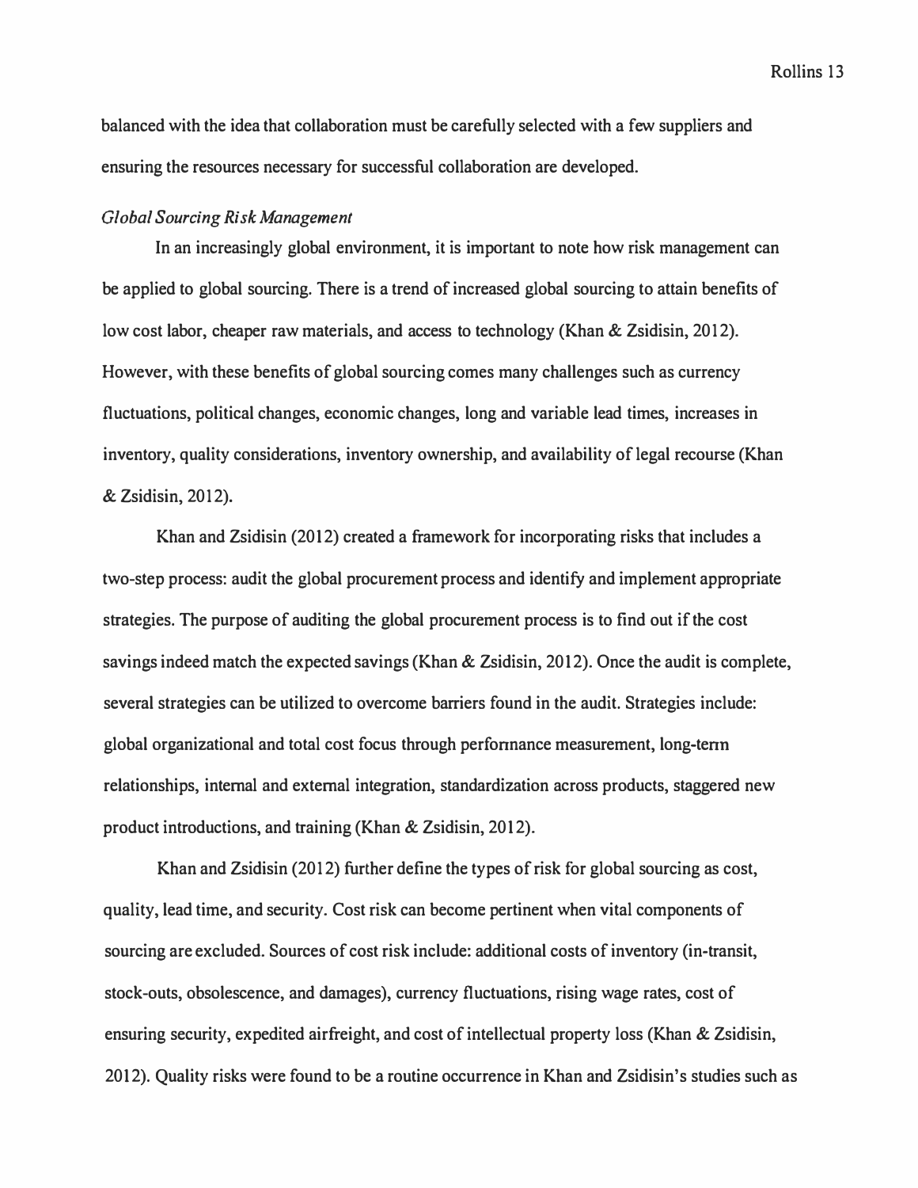balanced with the idea that collaboration must be carefully selected with a few suppliers and ensuring the resources necessary for successful collaboration are developed.

### *Global Sourcing Risk Management*

In an increasingly global environment, it is important to note how risk management can be applied to global sourcing. There is a trend of increased global sourcing to attain benefits of low cost labor, cheaper raw materials, and access to technology (Khan & Zsidisin, 2012). However, with these benefits of global sourcing comes many challenges such as currency fluctuations, political changes, economic changes, long and variable lead times, increases in inventory, quality considerations, inventory ownership, and availability of legal recourse (Khan & Zsidisin, 2012).

Khan and Zsidisin (2012) created a framework for incorporating risks that includes a two-step process: audit the global procurement process and identify and implement appropriate strategies. The purpose of auditing the global procurement process is to find out if the cost savings indeed match the expected savings (Khan & Zsidisin, 2012). Once the audit is complete, several strategies can be utilized to overcome barriers found in the audit. Strategies include: global organizational and total cost focus through performance measurement, long-term relationships, internal and external integration, standardization across products, staggered new product introductions, and training (Khan & Zsidisin, 2012).

Khan and Zsidisin (2012) further define the types of risk for global sourcing as cost, quality, lead time, and security. Cost risk can become pertinent when vital components of sourcing are excluded. Sources of cost risk include: additional costs of inventory (in-transit, stock-outs, obsolescence, and damages), currency fluctuations, rising wage rates, cost of ensuring security, expedited airfreight, and cost of intellectual property loss (Khan & Zsidisin, 2012). Quality risks were found to be a routine occurrence in Khan and Zsidisin's studies such as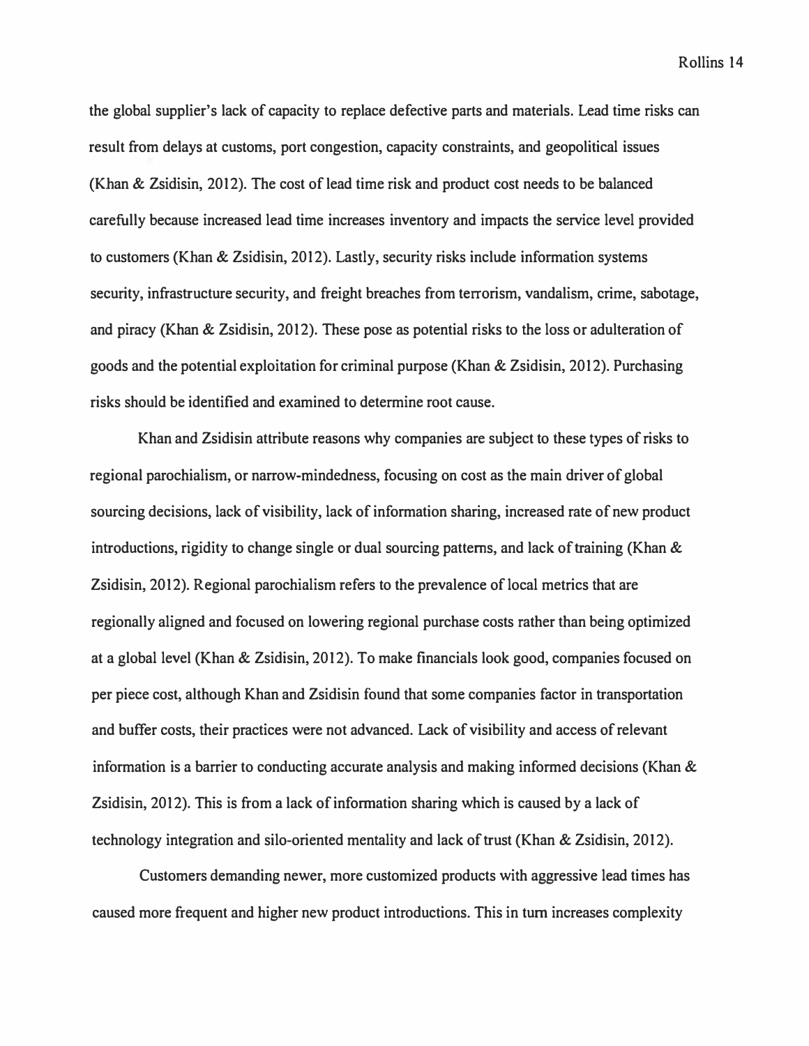the global supplier's lack of capacity to replace defective parts and materials. Lead time risks can result from delays at customs, port congestion, capacity constraints, and geopolitical issues (Khan & Zsidisin, 2012). The cost of lead time risk and product cost needs to be balanced carefully because increased lead time increases inventory and impacts the service level provided to customers (Khan & Zsidisin, 2012). Lastly, security risks include information systems security, infrastructure security, and freight breaches from terrorism, vandalism, crime, sabotage, and piracy (Khan & Zsidisin, 2012). These pose as potential risks to the loss or adulteration of goods and the potential exploitation for criminal purpose (Khan & Zsidisin, 2012). Purchasing risks should be identified and examined to determine root cause.

Khan and Zsidisin attribute reasons why companies are subject to these types of risks to regional parochialism, or narrow-mindedness, focusing on cost as the main driver of global sourcing decisions, lack of visibility, lack of information sharing, increased rate of new product introductions, rigidity to change single or dual sourcing patterns, and lack of training (Khan & Zsidisin, 2012). Regional parochialism refers to the prevalence of local metrics that are regionally aligned and focused on lowering regional purchase costs rather than being optimized at a global level (Khan & Zsidisin, 2012). To make financials look good, companies focused on per piece cost, although Khan and Zsidisin found that some companies factor in transportation and buffer costs, their practices were not advanced. Lack of visibility and access of relevant information is a barrier to conducting accurate analysis and making informed decisions (Khan & Zsidisin, 2012). This is from a lack of information sharing which is caused by a lack of technology integration and silo-oriented mentality and lack of trust (Khan & Zsidisin, 2012).

Customers demanding newer, more customized products with aggressive lead times has caused more frequent and higher new product introductions. This in turn increases complexity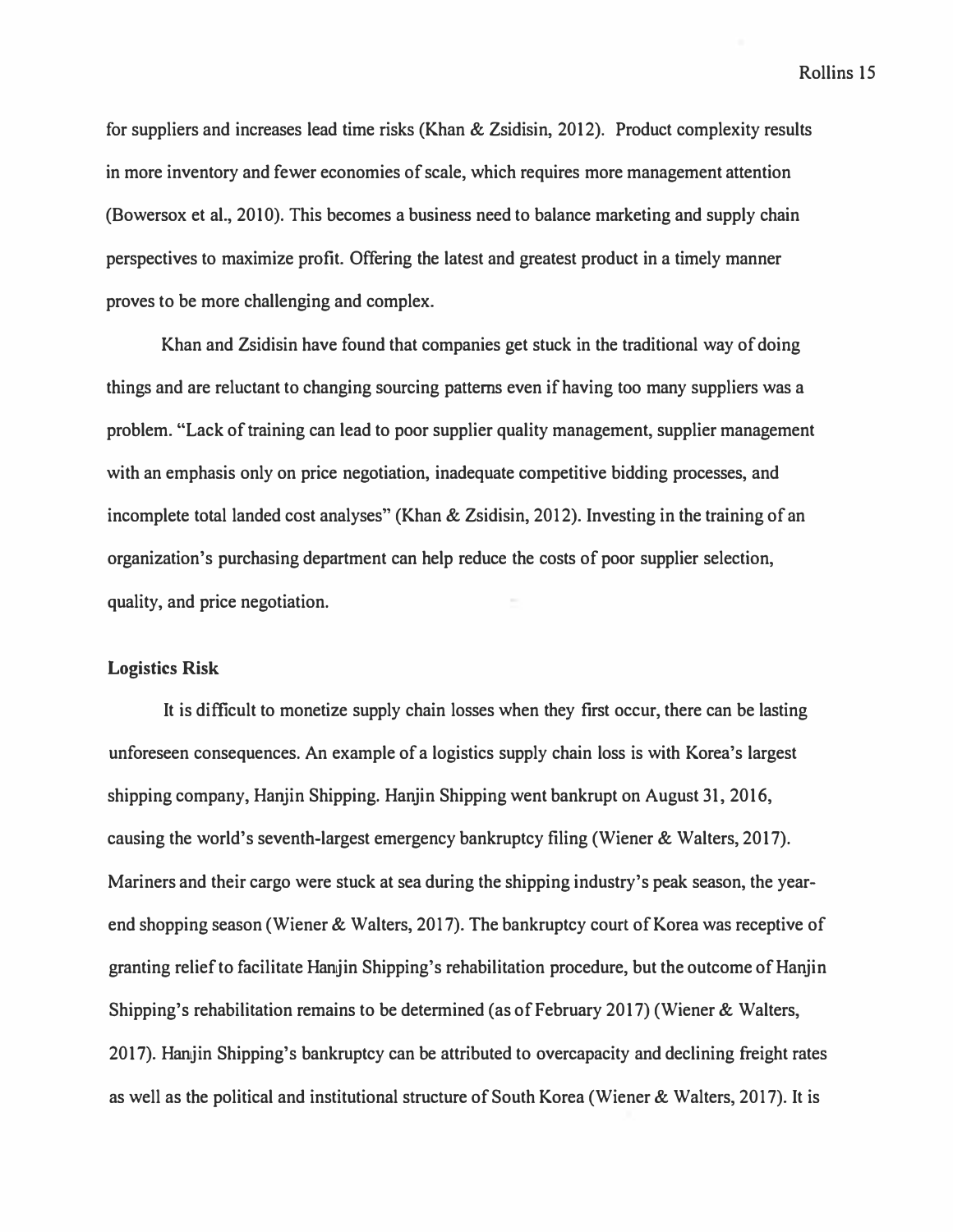for suppliers and increases lead time risks (Khan & Zsidisin, 2012). Product complexity results in more inventory and fewer economies of scale, which requires more management attention (Bowersox et al., 2010). This becomes a business need to balance marketing and supply chain perspectives to maximize profit. Offering the latest and greatest product in a timely manner proves to be more challenging and complex.

Khan and Zsidisin have found that companies get stuck in the traditional way of doing things and are reluctant to changing sourcing patterns even if having too many suppliers was a problem. "Lack of training can lead to poor supplier quality management, supplier management with an emphasis only on price negotiation, inadequate competitive bidding processes, and incomplete total landed cost analyses" (Khan & Zsidisin, 2012). Investing in the training of an organization's purchasing department can help reduce the costs of poor supplier selection, quality, and price negotiation.

**Logistics Risk**

It is difficult to monetize supply chain losses when they first occur, there can be lasting unforeseen consequences. An example of a logistics supply chain loss is with Korea's largest shipping company, Hanjin Shipping. Hanjin Shipping went bankrupt on August 31, 2016, causing the world's seventh-largest emergency bankruptcy filing (Wiener & Walters, 2017). Mariners and their cargo were stuck at sea during the shipping industry's peak season, the year-end shopping season (Wiener & Walters, 2017). The bankruptcy court of Korea was receptive of granting relief to facilitate Hanjin Shipping's rehabilitation procedure, but the outcome of Hanjin Shipping's rehabilitation remains to be determined (as of February 2017) (Wiener & Walters, 2017). Hanjin Shipping's bankruptcy can be attributed to overcapacity and declining freight rates as well as the political and institutional structure of South Korea (Wiener & Walters, 2017). It is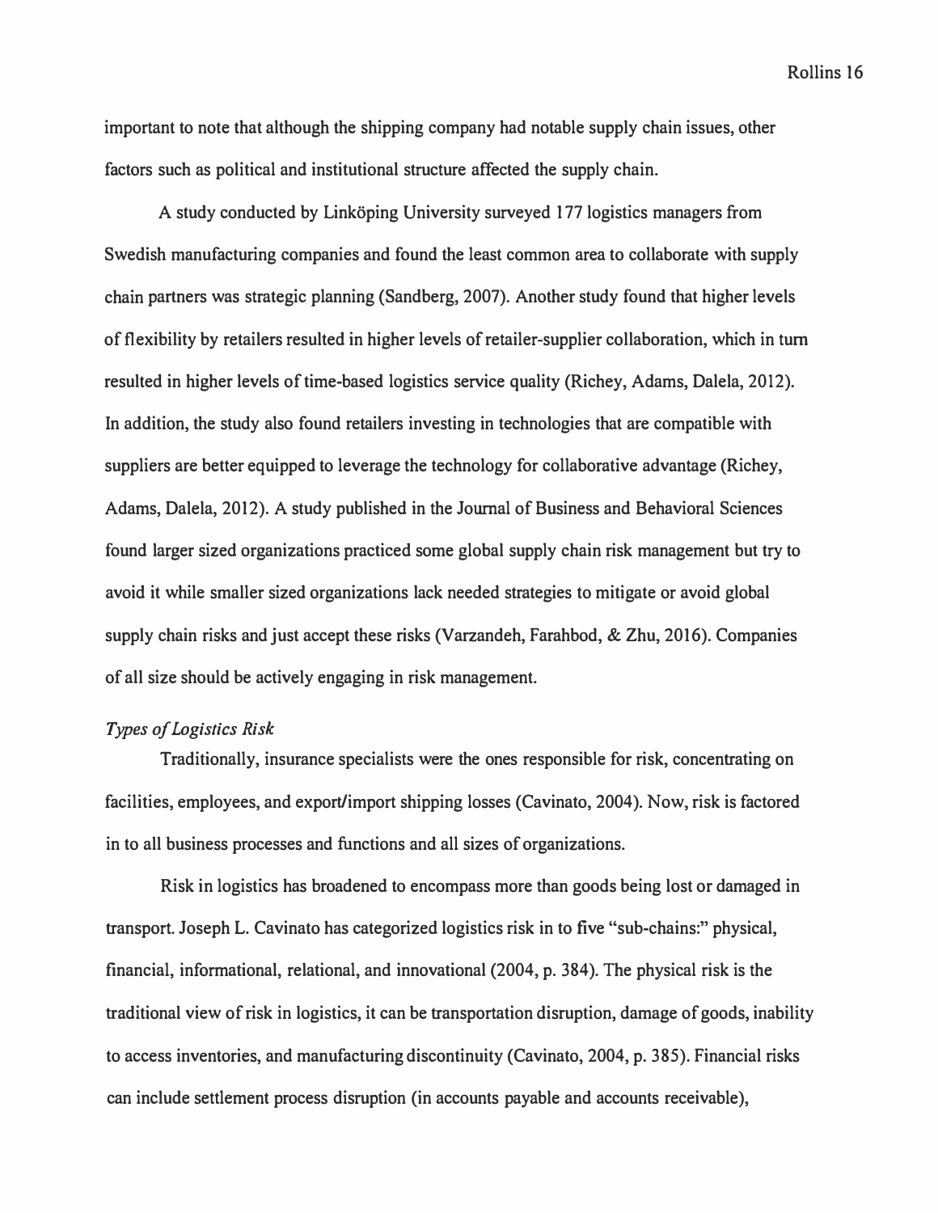important to note that although the shipping company had notable supply chain issues, other factors such as political and institutional structure affected the supply chain.

A study conducted by Linköping University surveyed 177 logistics managers from Swedish manufacturing companies and found the least common area to collaborate with supply chain partners was strategic planning (Sandberg, 2007). Another study found that higher levels of flexibility by retailers resulted in higher levels of retailer-supplier collaboration, which in turn resulted in higher levels of time-based logistics service quality (Richey, Adams, Dalela, 2012). In addition, the study also found retailers investing in technologies that are compatible with suppliers are better equipped to leverage the technology for collaborative advantage (Richey, Adams, Dalela, 2012). A study published in the Journal of Business and Behavioral Sciences found larger sized organizations practiced some global supply chain risk management but try to avoid it while smaller sized organizations lack needed strategies to mitigate or avoid global supply chain risks and just accept these risks (Varzandeh, Farahbod, & Zhu, 2016). Companies of all size should be actively engaging in risk management.

*Types of Logistics Risk*

Traditionally, insurance specialists were the ones responsible for risk, concentrating on facilities, employees, and export/import shipping losses (Cavinato, 2004). Now, risk is factored in to all business processes and functions and all sizes of organizations.

Risk in logistics has broadened to encompass more than goods being lost or damaged in transport. Joseph L. Cavinato has categorized logistics risk in to five "sub-chains:" physical, financial, informational, relational, and innovational (2004, p. 384). The physical risk is the traditional view of risk in logistics, it can be transportation disruption, damage of goods, inability to access inventories, and manufacturing discontinuity (Cavinato, 2004, p. 385). Financial risks can include settlement process disruption (in accounts payable and accounts receivable),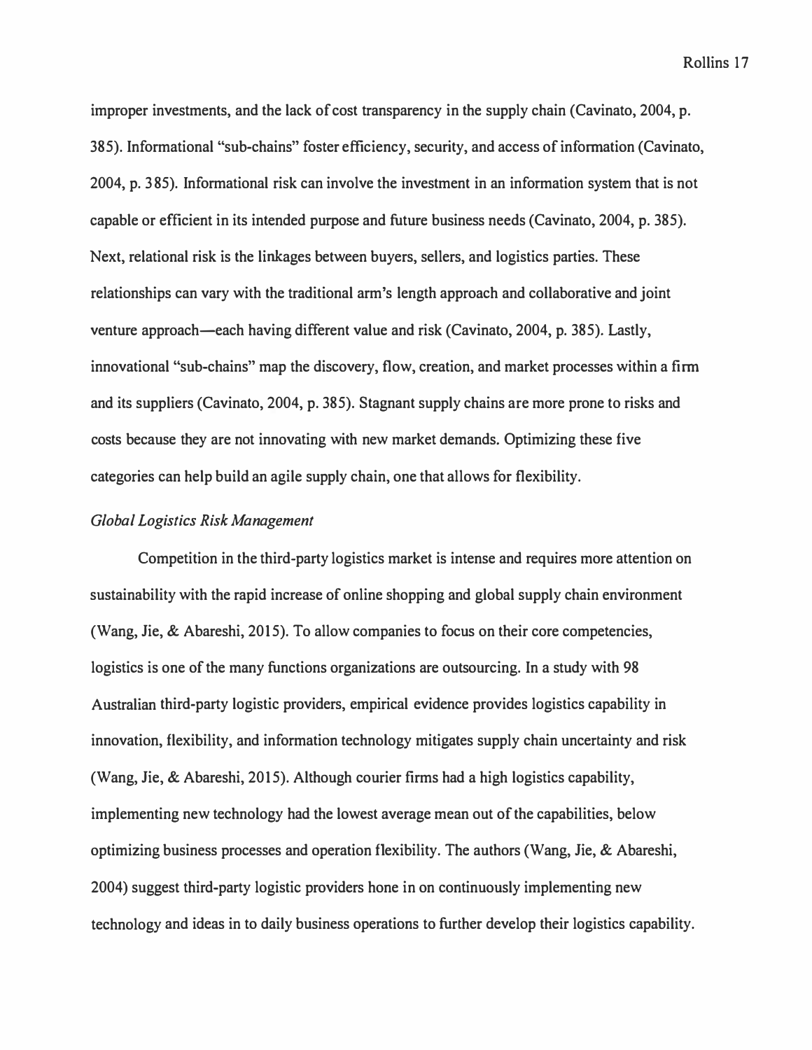improper investments, and the lack of cost transparency in the supply chain (Cavinato, 2004, p. 385). Informational "sub-chains" foster efficiency, security, and access of information (Cavinato, 2004, p. 385). Informational risk can involve the investment in an information system that is not capable or efficient in its intended purpose and future business needs (Cavinato, 2004, p. 385). Next, relational risk is the linkages between buyers, sellers, and logistics parties. These relationships can vary with the traditional arm's length approach and collaborative and joint venture approach—each having different value and risk (Cavinato, 2004, p. 385). Lastly, innovational "sub-chains" map the discovery, flow, creation, and market processes within a firm and its suppliers (Cavinato, 2004, p. 385). Stagnant supply chains are more prone to risks and costs because they are not innovating with new market demands. Optimizing these five categories can help build an agile supply chain, one that allows for flexibility.

*Global Logistics Risk Management*

Competition in the third-party logistics market is intense and requires more attention on sustainability with the rapid increase of online shopping and global supply chain environment (Wang, Jie, & Abareshi, 2015). To allow companies to focus on their core competencies, logistics is one of the many functions organizations are outsourcing. In a study with 98 Australian third-party logistic providers, empirical evidence provides logistics capability in innovation, flexibility, and information technology mitigates supply chain uncertainty and risk (Wang, Jie, & Abareshi, 2015). Although courier firms had a high logistics capability, implementing new technology had the lowest average mean out of the capabilities, below optimizing business processes and operation flexibility. The authors (Wang, Jie, & Abareshi, 2004) suggest third-party logistic providers hone in on continuously implementing new technology and ideas in to daily business operations to further develop their logistics capability.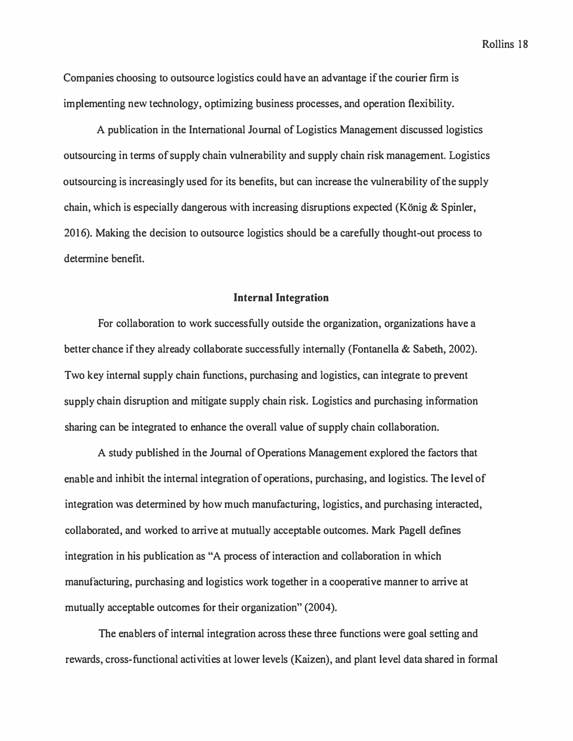Companies choosing to outsource logistics could have an advantage if the courier firm is implementing new technology, optimizing business processes, and operation flexibility.

A publication in the International Journal of Logistics Management discussed logistics outsourcing in terms of supply chain vulnerability and supply chain risk management. Logistics outsourcing is increasingly used for its benefits, but can increase the vulnerability of the supply chain, which is especially dangerous with increasing disruptions expected (König & Spinler, 2016). Making the decision to outsource logistics should be a carefully thought-out process to determine benefit.

## Internal Integration

For collaboration to work successfully outside the organization, organizations have a better chance if they already collaborate successfully internally (Fontanella & Sabeth, 2002). Two key internal supply chain functions, purchasing and logistics, can integrate to prevent supply chain disruption and mitigate supply chain risk. Logistics and purchasing information sharing can be integrated to enhance the overall value of supply chain collaboration.

A study published in the Journal of Operations Management explored the factors that enable and inhibit the internal integration of operations, purchasing, and logistics. The level of integration was determined by how much manufacturing, logistics, and purchasing interacted, collaborated, and worked to arrive at mutually acceptable outcomes. Mark Pagell defines integration in his publication as "A process of interaction and collaboration in which manufacturing, purchasing and logistics work together in a cooperative manner to arrive at mutually acceptable outcomes for their organization" (2004).

The enablers of internal integration across these three functions were goal setting and rewards, cross-functional activities at lower levels (Kaizen), and plant level data shared in formal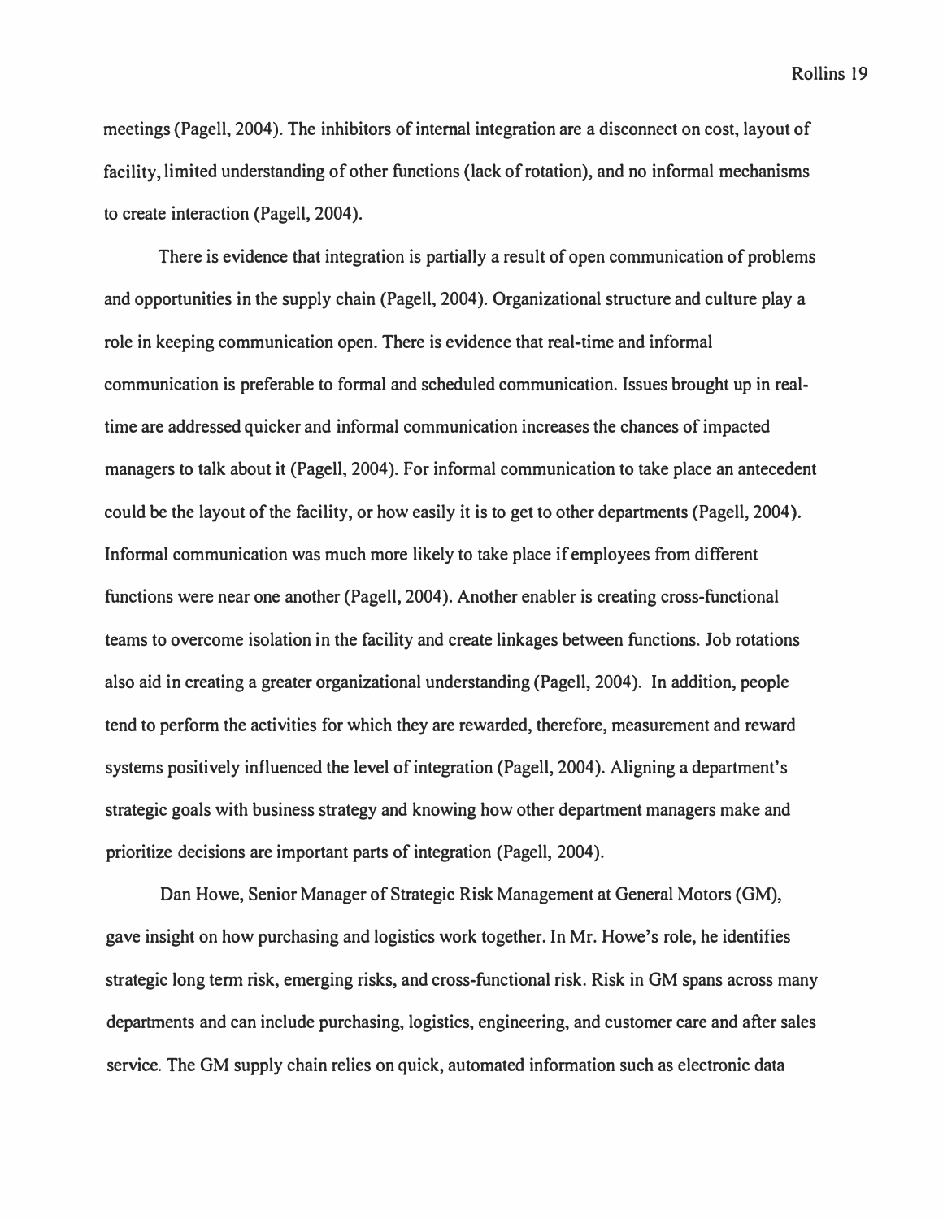meetings (Pagell, 2004). The inhibitors of internal integration are a disconnect on cost, layout of facility, limited understanding of other functions (lack of rotation), and no informal mechanisms to create interaction (Pagell, 2004).

There is evidence that integration is partially a result of open communication of problems and opportunities in the supply chain (Pagell, 2004). Organizational structure and culture play a role in keeping communication open. There is evidence that real-time and informal communication is preferable to formal and scheduled communication. Issues brought up in real-time are addressed quicker and informal communication increases the chances of impacted managers to talk about it (Pagell, 2004). For informal communication to take place an antecedent could be the layout of the facility, or how easily it is to get to other departments (Pagell, 2004). Informal communication was much more likely to take place if employees from different functions were near one another (Pagell, 2004). Another enabler is creating cross-functional teams to overcome isolation in the facility and create linkages between functions. Job rotations also aid in creating a greater organizational understanding (Pagell, 2004). In addition, people tend to perform the activities for which they are rewarded, therefore, measurement and reward systems positively influenced the level of integration (Pagell, 2004). Aligning a department's strategic goals with business strategy and knowing how other department managers make and prioritize decisions are important parts of integration (Pagell, 2004).

Dan Howe, Senior Manager of Strategic Risk Management at General Motors (GM), gave insight on how purchasing and logistics work together. In Mr. Howe's role, he identifies strategic long term risk, emerging risks, and cross-functional risk. Risk in GM spans across many departments and can include purchasing, logistics, engineering, and customer care and after sales service. The GM supply chain relies on quick, automated information such as electronic data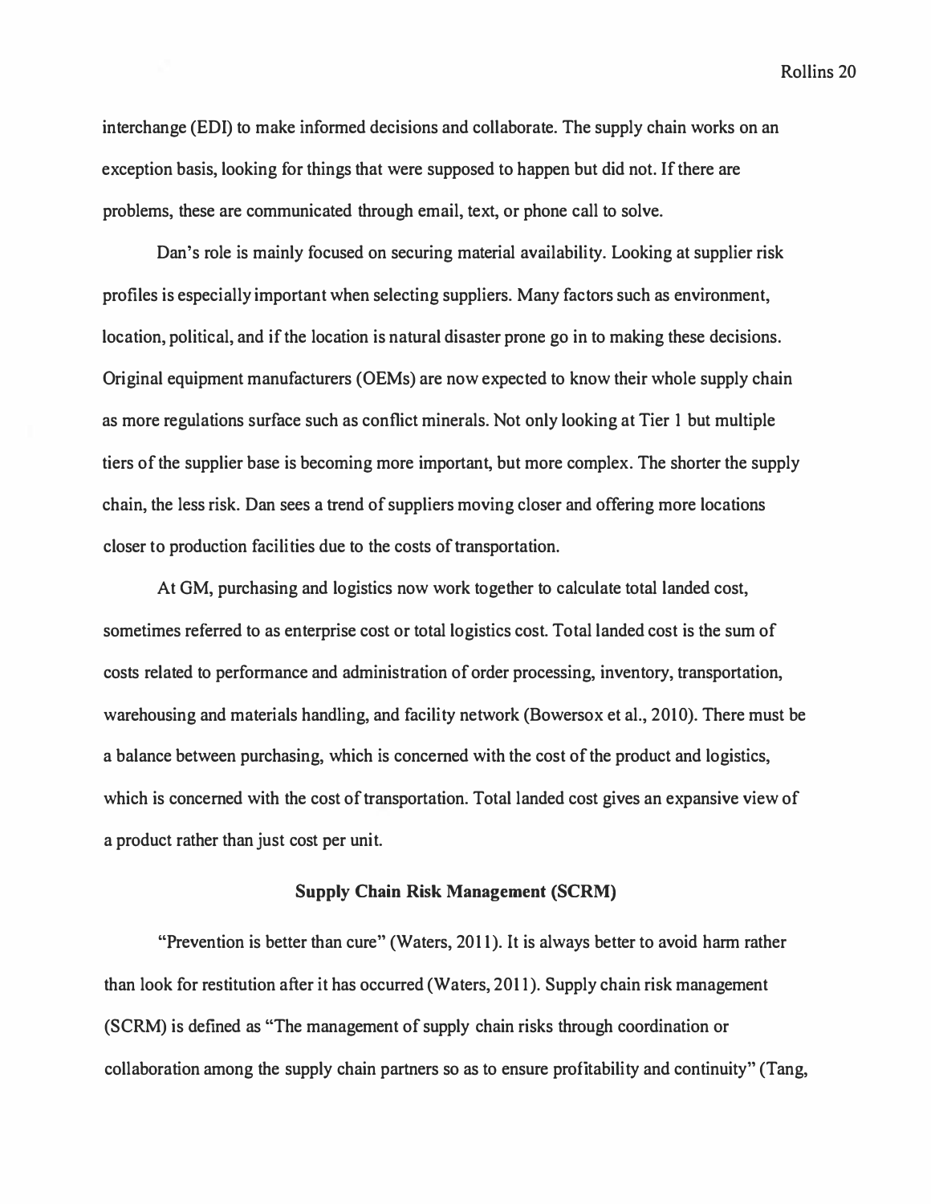interchange (EDI) to make informed decisions and collaborate. The supply chain works on an exception basis, looking for things that were supposed to happen but did not. If there are problems, these are communicated through email, text, or phone call to solve.

Dan's role is mainly focused on securing material availability. Looking at supplier risk profiles is especially important when selecting suppliers. Many factors such as environment, location, political, and if the location is natural disaster prone go in to making these decisions. Original equipment manufacturers (OEMs) are now expected to know their whole supply chain as more regulations surface such as conflict minerals. Not only looking at Tier 1 but multiple tiers of the supplier base is becoming more important, but more complex. The shorter the supply chain, the less risk. Dan sees a trend of suppliers moving closer and offering more locations closer to production facilities due to the costs of transportation.

At GM, purchasing and logistics now work together to calculate total landed cost, sometimes referred to as enterprise cost or total logistics cost. Total landed cost is the sum of costs related to performance and administration of order processing, inventory, transportation, warehousing and materials handling, and facility network (Bowersox et al., 2010). There must be a balance between purchasing, which is concerned with the cost of the product and logistics, which is concerned with the cost of transportation. Total landed cost gives an expansive view of a product rather than just cost per unit.

### Supply Chain Risk Management (SCRM)

"Prevention is better than cure" (Waters, 2011). It is always better to avoid harm rather than look for restitution after it has occurred (Waters, 2011). Supply chain risk management (SCRM) is defined as "The management of supply chain risks through coordination or collaboration among the supply chain partners so as to ensure profitability and continuity" (Tang,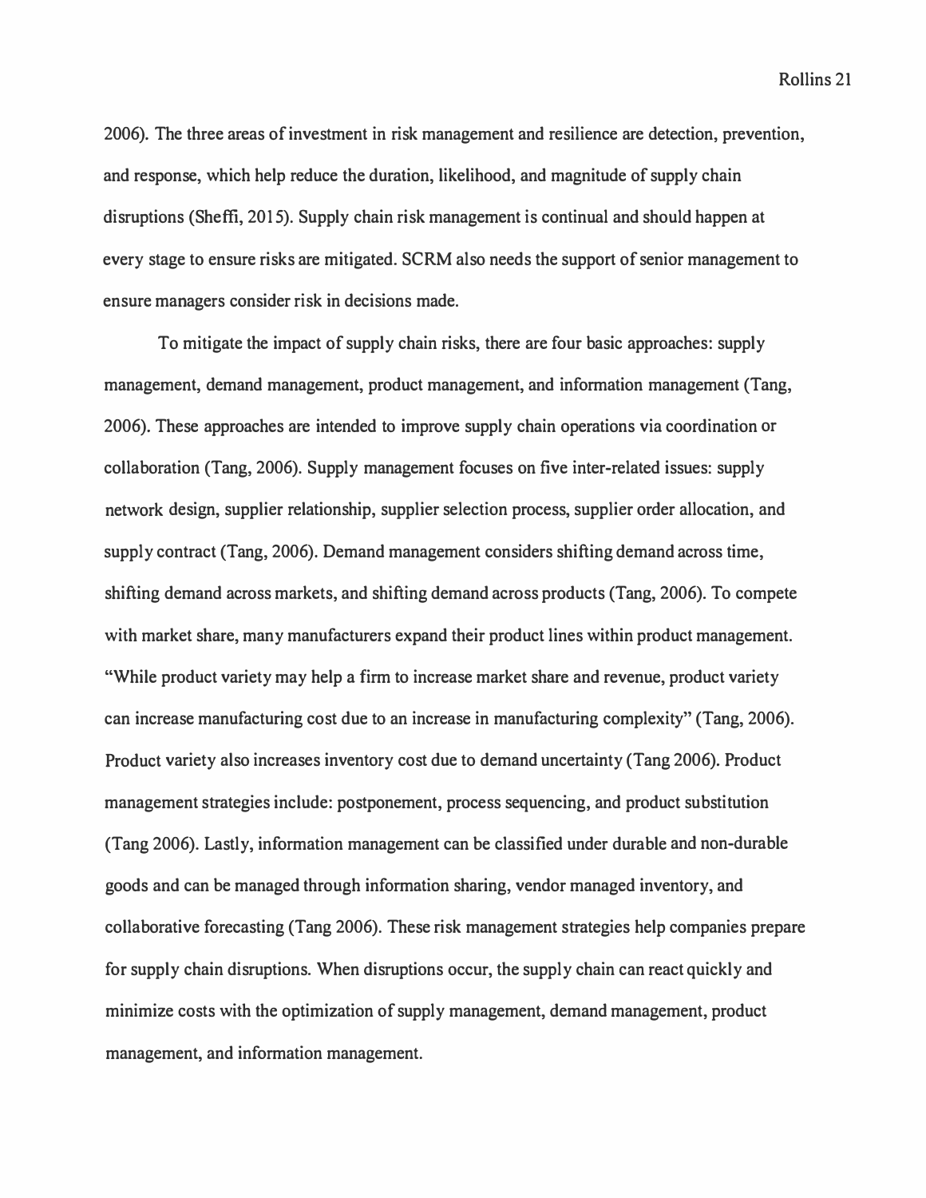2006). The three areas of investment in risk management and resilience are detection, prevention, and response, which help reduce the duration, likelihood, and magnitude of supply chain disruptions (Sheffi, 2015). Supply chain risk management is continual and should happen at every stage to ensure risks are mitigated. SCRM also needs the support of senior management to ensure managers consider risk in decisions made.

To mitigate the impact of supply chain risks, there are four basic approaches: supply management, demand management, product management, and information management (Tang, 2006). These approaches are intended to improve supply chain operations via coordination or collaboration (Tang, 2006). Supply management focuses on five inter-related issues: supply network design, supplier relationship, supplier selection process, supplier order allocation, and supply contract (Tang, 2006). Demand management considers shifting demand across time, shifting demand across markets, and shifting demand across products (Tang, 2006). To compete with market share, many manufacturers expand their product lines within product management. "While product variety may help a firm to increase market share and revenue, product variety can increase manufacturing cost due to an increase in manufacturing complexity" (Tang, 2006). Product variety also increases inventory cost due to demand uncertainty (Tang 2006). Product management strategies include: postponement, process sequencing, and product substitution (Tang 2006). Lastly, information management can be classified under durable and non-durable goods and can be managed through information sharing, vendor managed inventory, and collaborative forecasting (Tang 2006). These risk management strategies help companies prepare for supply chain disruptions. When disruptions occur, the supply chain can react quickly and minimize costs with the optimization of supply management, demand management, product management, and information management.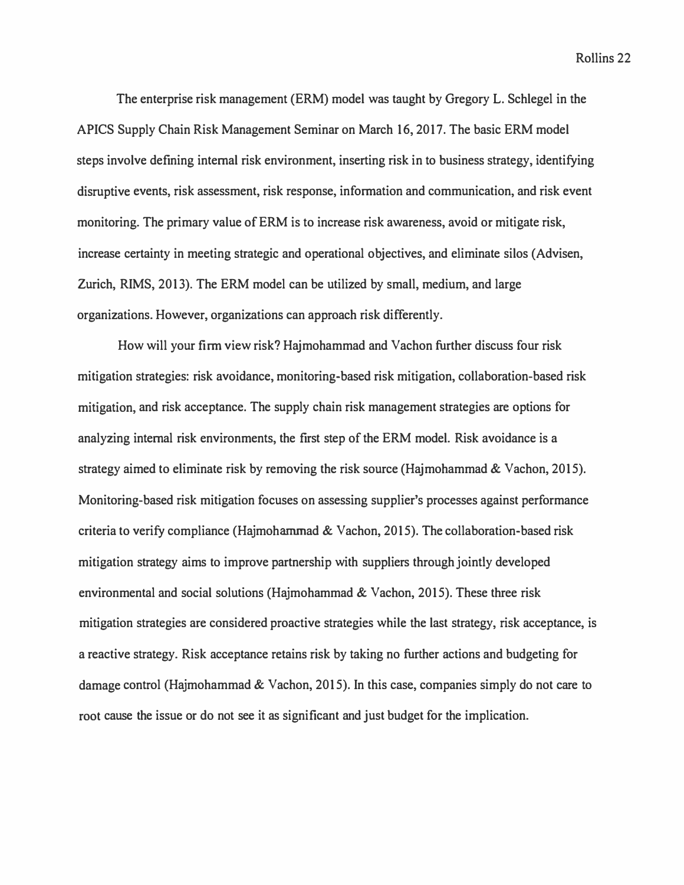The enterprise risk management (ERM) model was taught by Gregory L. Schlegel in the APICS Supply Chain Risk Management Seminar on March 16, 2017. The basic ERM model steps involve defining internal risk environment, inserting risk in to business strategy, identifying disruptive events, risk assessment, risk response, information and communication, and risk event monitoring. The primary value of ERM is to increase risk awareness, avoid or mitigate risk, increase certainty in meeting strategic and operational objectives, and eliminate silos (Advisen, Zurich, RIMS, 2013). The ERM model can be utilized by small, medium, and large organizations. However, organizations can approach risk differently.

How will your firm view risk? Hajmohammad and Vachon further discuss four risk mitigation strategies: risk avoidance, monitoring-based risk mitigation, collaboration-based risk mitigation, and risk acceptance. The supply chain risk management strategies are options for analyzing internal risk environments, the first step of the ERM model. Risk avoidance is a strategy aimed to eliminate risk by removing the risk source (Hajmohammad & Vachon, 2015). Monitoring-based risk mitigation focuses on assessing supplier's processes against performance criteria to verify compliance (Hajmohammad & Vachon, 2015). The collaboration-based risk mitigation strategy aims to improve partnership with suppliers through jointly developed environmental and social solutions (Hajmohammad & Vachon, 2015). These three risk mitigation strategies are considered proactive strategies while the last strategy, risk acceptance, is a reactive strategy. Risk acceptance retains risk by taking no further actions and budgeting for damage control (Hajmohammad & Vachon, 2015). In this case, companies simply do not care to root cause the issue or do not see it as significant and just budget for the implication.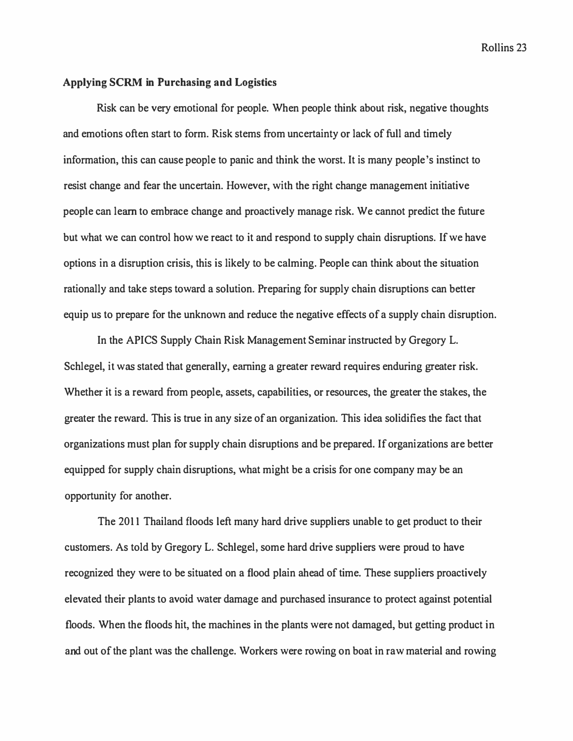**Applying SCRM in Purchasing and Logistics**

Risk can be very emotional for people. When people think about risk, negative thoughts and emotions often start to form. Risk stems from uncertainty or lack of full and timely information, this can cause people to panic and think the worst. It is many people's instinct to resist change and fear the uncertain. However, with the right change management initiative people can learn to embrace change and proactively manage risk. We cannot predict the future but what we can control how we react to it and respond to supply chain disruptions. If we have options in a disruption crisis, this is likely to be calming. People can think about the situation rationally and take steps toward a solution. Preparing for supply chain disruptions can better equip us to prepare for the unknown and reduce the negative effects of a supply chain disruption.

In the APICS Supply Chain Risk Management Seminar instructed by Gregory L. Schlegel, it was stated that generally, earning a greater reward requires enduring greater risk. Whether it is a reward from people, assets, capabilities, or resources, the greater the stakes, the greater the reward. This is true in any size of an organization. This idea solidifies the fact that organizations must plan for supply chain disruptions and be prepared. If organizations are better equipped for supply chain disruptions, what might be a crisis for one company may be an opportunity for another.

The 2011 Thailand floods left many hard drive suppliers unable to get product to their customers. As told by Gregory L. Schlegel, some hard drive suppliers were proud to have recognized they were to be situated on a flood plain ahead of time. These suppliers proactively elevated their plants to avoid water damage and purchased insurance to protect against potential floods. When the floods hit, the machines in the plants were not damaged, but getting product in and out of the plant was the challenge. Workers were rowing on boat in raw material and rowing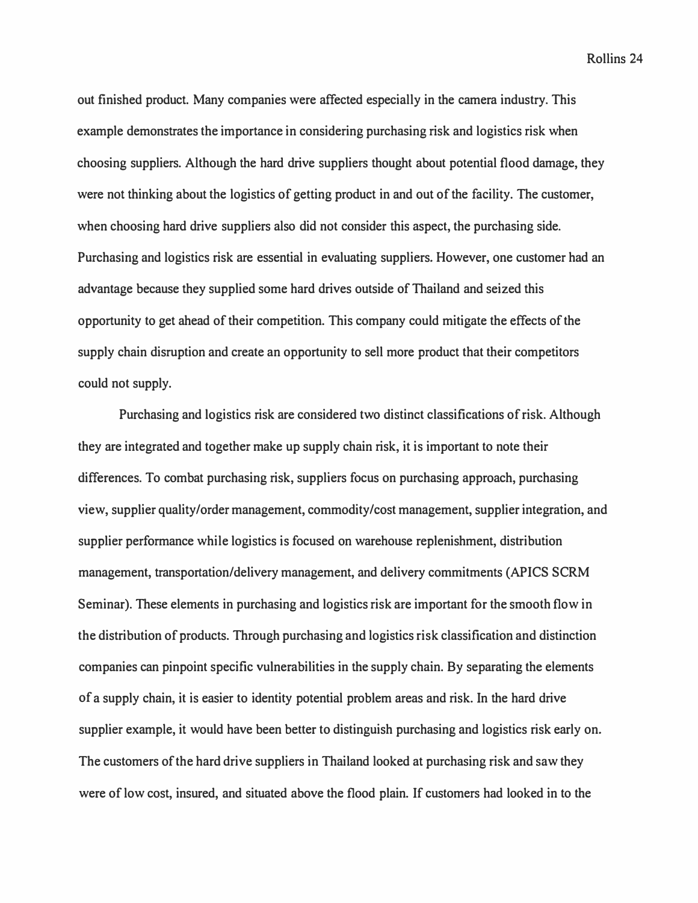out finished product. Many companies were affected especially in the camera industry. This example demonstrates the importance in considering purchasing risk and logistics risk when choosing suppliers. Although the hard drive suppliers thought about potential flood damage, they were not thinking about the logistics of getting product in and out of the facility. The customer, when choosing hard drive suppliers also did not consider this aspect, the purchasing side. Purchasing and logistics risk are essential in evaluating suppliers. However, one customer had an advantage because they supplied some hard drives outside of Thailand and seized this opportunity to get ahead of their competition. This company could mitigate the effects of the supply chain disruption and create an opportunity to sell more product that their competitors could not supply.

Purchasing and logistics risk are considered two distinct classifications of risk. Although they are integrated and together make up supply chain risk, it is important to note their differences. To combat purchasing risk, suppliers focus on purchasing approach, purchasing view, supplier quality/order management, commodity/cost management, supplier integration, and supplier performance while logistics is focused on warehouse replenishment, distribution management, transportation/delivery management, and delivery commitments (APICS SCRM Seminar). These elements in purchasing and logistics risk are important for the smooth flow in the distribution of products. Through purchasing and logistics risk classification and distinction companies can pinpoint specific vulnerabilities in the supply chain. By separating the elements of a supply chain, it is easier to identity potential problem areas and risk. In the hard drive supplier example, it would have been better to distinguish purchasing and logistics risk early on. The customers of the hard drive suppliers in Thailand looked at purchasing risk and saw they were of low cost, insured, and situated above the flood plain. If customers had looked in to the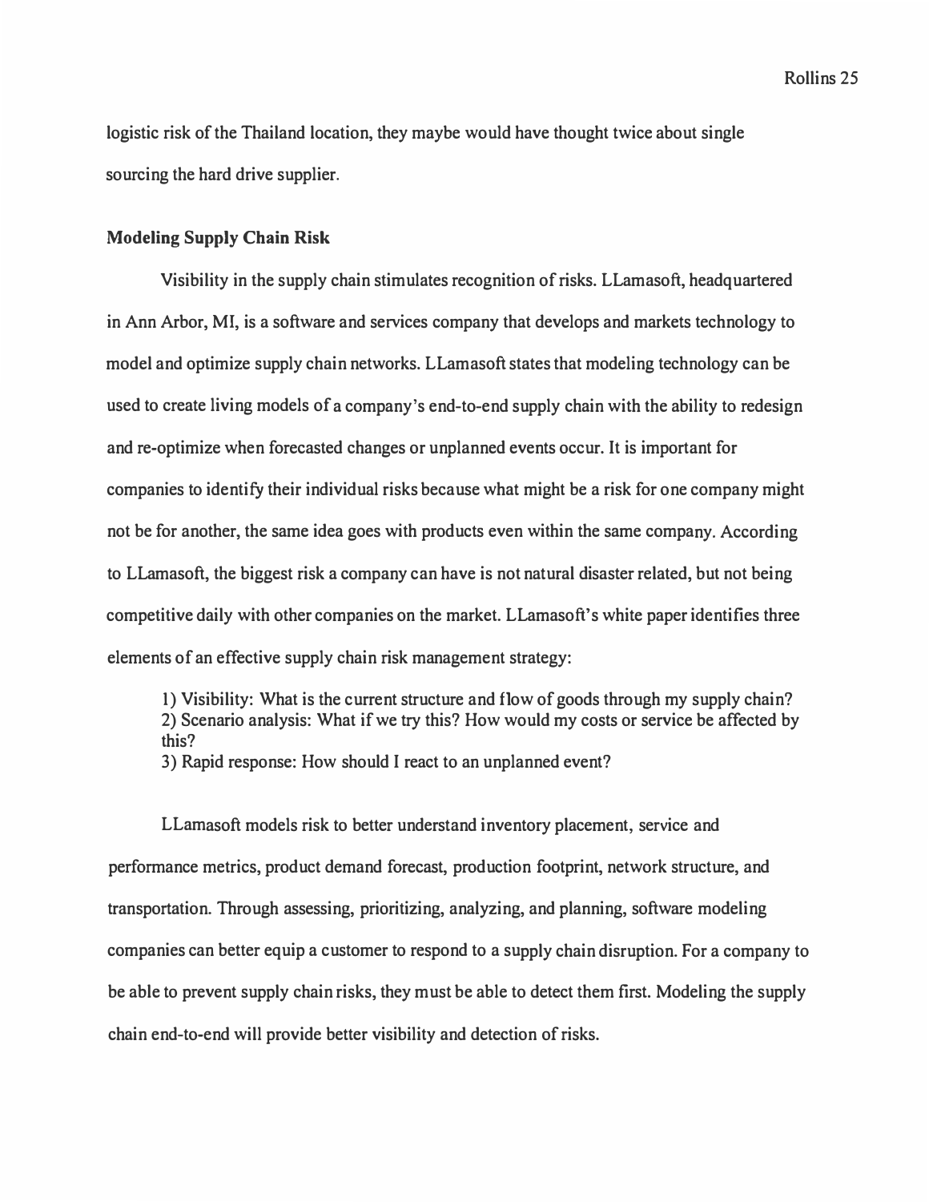logistic risk of the Thailand location, they maybe would have thought twice about single sourcing the hard drive supplier.

**Modeling Supply Chain Risk**

Visibility in the supply chain stimulates recognition of risks. LLamasoft, headquartered in Ann Arbor, MI, is a software and services company that develops and markets technology to model and optimize supply chain networks. LLamasoft states that modeling technology can be used to create living models of a company's end-to-end supply chain with the ability to redesign and re-optimize when forecasted changes or unplanned events occur. It is important for companies to identify their individual risks because what might be a risk for one company might not be for another, the same idea goes with products even within the same company. According to LLamasoft, the biggest risk a company can have is not natural disaster related, but not being competitive daily with other companies on the market. LLamasoft's white paper identifies three elements of an effective supply chain risk management strategy:

> 1) Visibility: What is the current structure and flow of goods through my supply chain?
> 2) Scenario analysis: What if we try this? How would my costs or service be affected by this?
> 3) Rapid response: How should I react to an unplanned event?

LLamasoft models risk to better understand inventory placement, service and performance metrics, product demand forecast, production footprint, network structure, and transportation. Through assessing, prioritizing, analyzing, and planning, software modeling companies can better equip a customer to respond to a supply chain disruption. For a company to be able to prevent supply chain risks, they must be able to detect them first. Modeling the supply chain end-to-end will provide better visibility and detection of risks.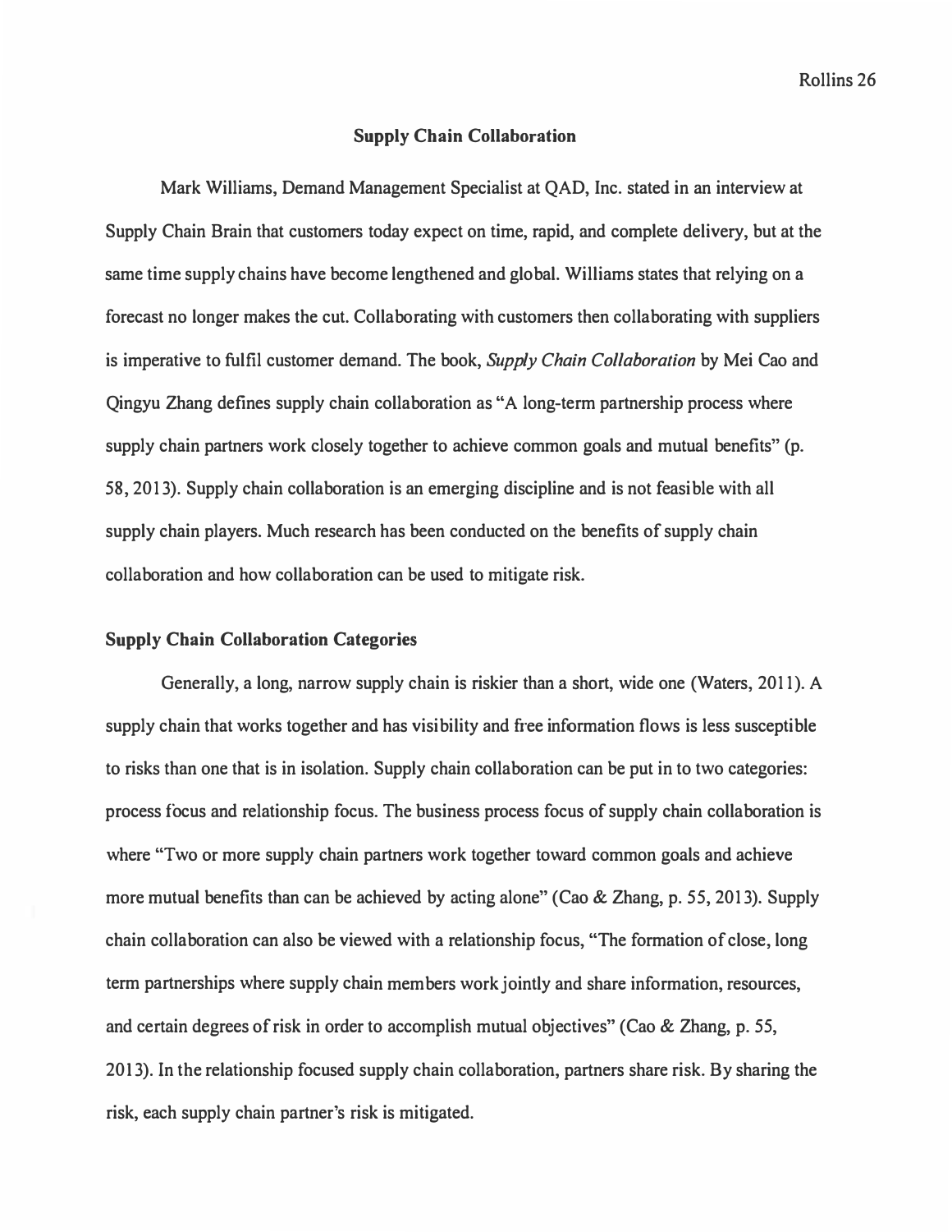## Supply Chain Collaboration

Mark Williams, Demand Management Specialist at QAD, Inc. stated in an interview at Supply Chain Brain that customers today expect on time, rapid, and complete delivery, but at the same time supply chains have become lengthened and global. Williams states that relying on a forecast no longer makes the cut. Collaborating with customers then collaborating with suppliers is imperative to fulfil customer demand. The book, *Supply Chain Collaboration* by Mei Cao and Qingyu Zhang defines supply chain collaboration as "A long-term partnership process where supply chain partners work closely together to achieve common goals and mutual benefits" (p. 58, 2013). Supply chain collaboration is an emerging discipline and is not feasible with all supply chain players. Much research has been conducted on the benefits of supply chain collaboration and how collaboration can be used to mitigate risk.

### Supply Chain Collaboration Categories

Generally, a long, narrow supply chain is riskier than a short, wide one (Waters, 2011). A supply chain that works together and has visibility and free information flows is less susceptible to risks than one that is in isolation. Supply chain collaboration can be put in to two categories: process focus and relationship focus. The business process focus of supply chain collaboration is where "Two or more supply chain partners work together toward common goals and achieve more mutual benefits than can be achieved by acting alone" (Cao & Zhang, p. 55, 2013). Supply chain collaboration can also be viewed with a relationship focus, "The formation of close, long term partnerships where supply chain members work jointly and share information, resources, and certain degrees of risk in order to accomplish mutual objectives" (Cao & Zhang, p. 55, 2013). In the relationship focused supply chain collaboration, partners share risk. By sharing the risk, each supply chain partner's risk is mitigated.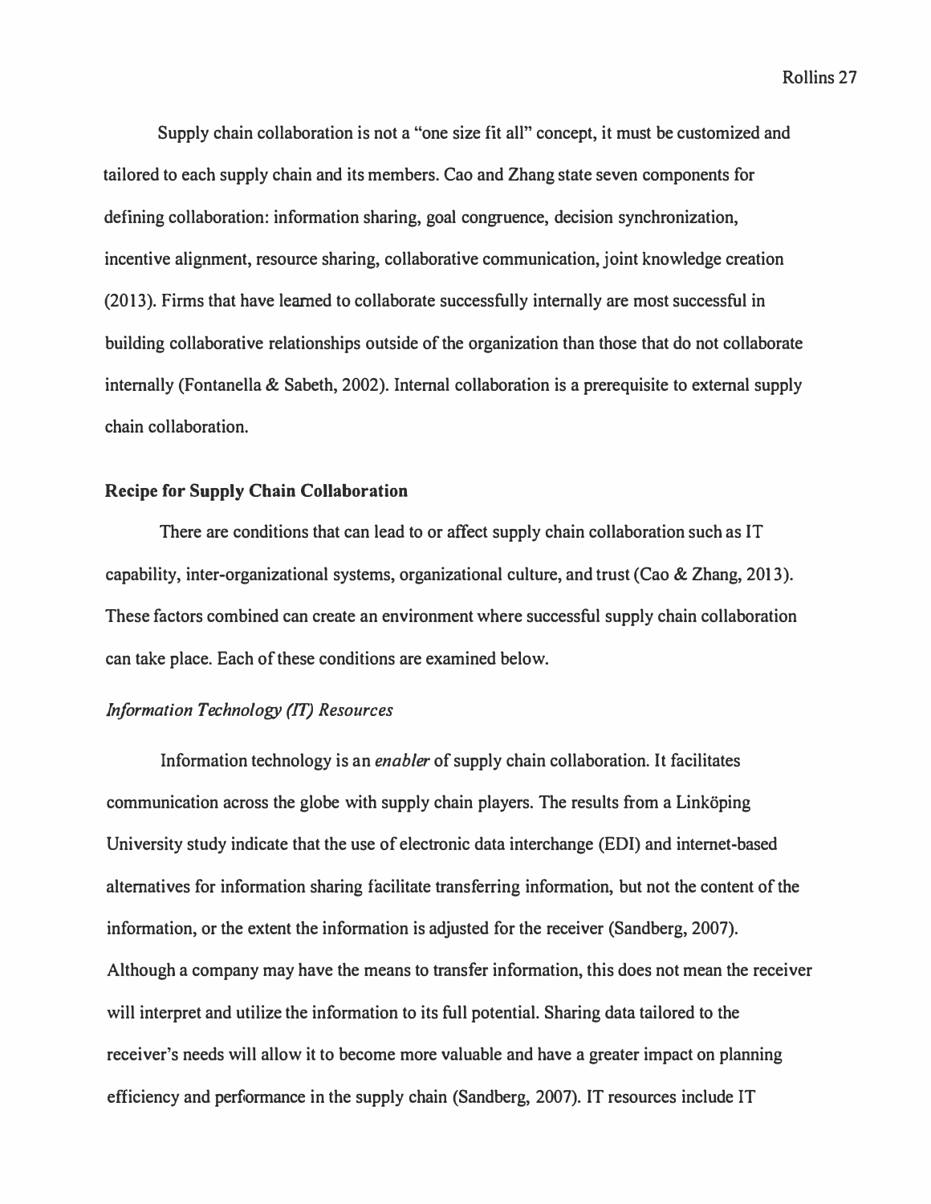Supply chain collaboration is not a "one size fit all" concept, it must be customized and tailored to each supply chain and its members. Cao and Zhang state seven components for defining collaboration: information sharing, goal congruence, decision synchronization, incentive alignment, resource sharing, collaborative communication, joint knowledge creation (2013). Firms that have learned to collaborate successfully internally are most successful in building collaborative relationships outside of the organization than those that do not collaborate internally (Fontanella & Sabeth, 2002). Internal collaboration is a prerequisite to external supply chain collaboration.

## Recipe for Supply Chain Collaboration

There are conditions that can lead to or affect supply chain collaboration such as IT capability, inter-organizational systems, organizational culture, and trust (Cao & Zhang, 2013). These factors combined can create an environment where successful supply chain collaboration can take place. Each of these conditions are examined below.

### *Information Technology (IT) Resources*

Information technology is an *enabler* of supply chain collaboration. It facilitates communication across the globe with supply chain players. The results from a Linköping University study indicate that the use of electronic data interchange (EDI) and internet-based alternatives for information sharing facilitate transferring information, but not the content of the information, or the extent the information is adjusted for the receiver (Sandberg, 2007). Although a company may have the means to transfer information, this does not mean the receiver will interpret and utilize the information to its full potential. Sharing data tailored to the receiver's needs will allow it to become more valuable and have a greater impact on planning efficiency and performance in the supply chain (Sandberg, 2007). IT resources include IT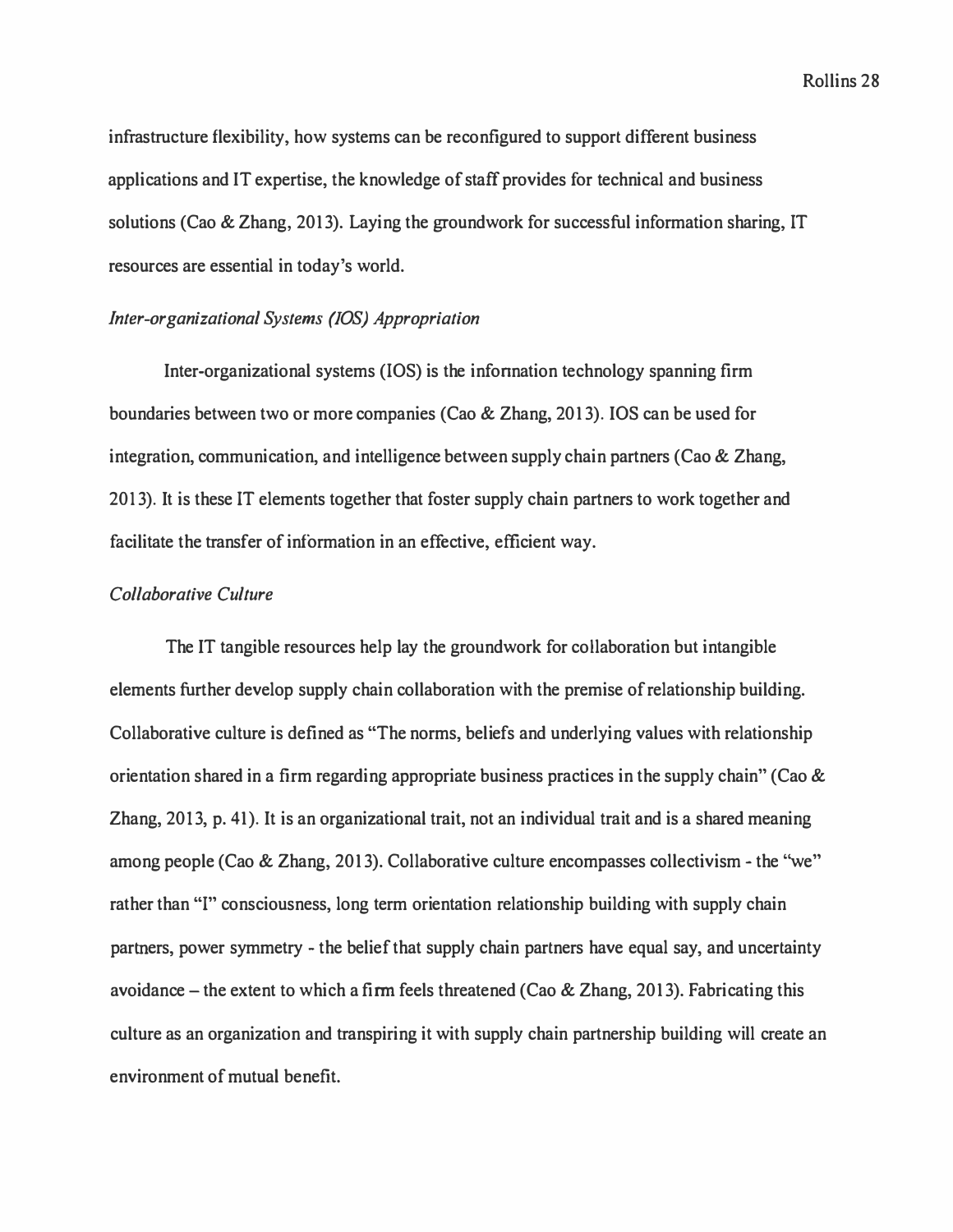infrastructure flexibility, how systems can be reconfigured to support different business applications and IT expertise, the knowledge of staff provides for technical and business solutions (Cao & Zhang, 2013). Laying the groundwork for successful information sharing, IT resources are essential in today's world.

### *Inter-organizational Systems (IOS) Appropriation*

Inter-organizational systems (IOS) is the information technology spanning firm boundaries between two or more companies (Cao & Zhang, 2013). IOS can be used for integration, communication, and intelligence between supply chain partners (Cao & Zhang, 2013). It is these IT elements together that foster supply chain partners to work together and facilitate the transfer of information in an effective, efficient way.

### *Collaborative Culture*

The IT tangible resources help lay the groundwork for collaboration but intangible elements further develop supply chain collaboration with the premise of relationship building. Collaborative culture is defined as "The norms, beliefs and underlying values with relationship orientation shared in a firm regarding appropriate business practices in the supply chain" (Cao & Zhang, 2013, p. 41). It is an organizational trait, not an individual trait and is a shared meaning among people (Cao & Zhang, 2013). Collaborative culture encompasses collectivism - the "we" rather than "I" consciousness, long term orientation relationship building with supply chain partners, power symmetry - the belief that supply chain partners have equal say, and uncertainty avoidance – the extent to which a firm feels threatened (Cao & Zhang, 2013). Fabricating this culture as an organization and transpiring it with supply chain partnership building will create an environment of mutual benefit.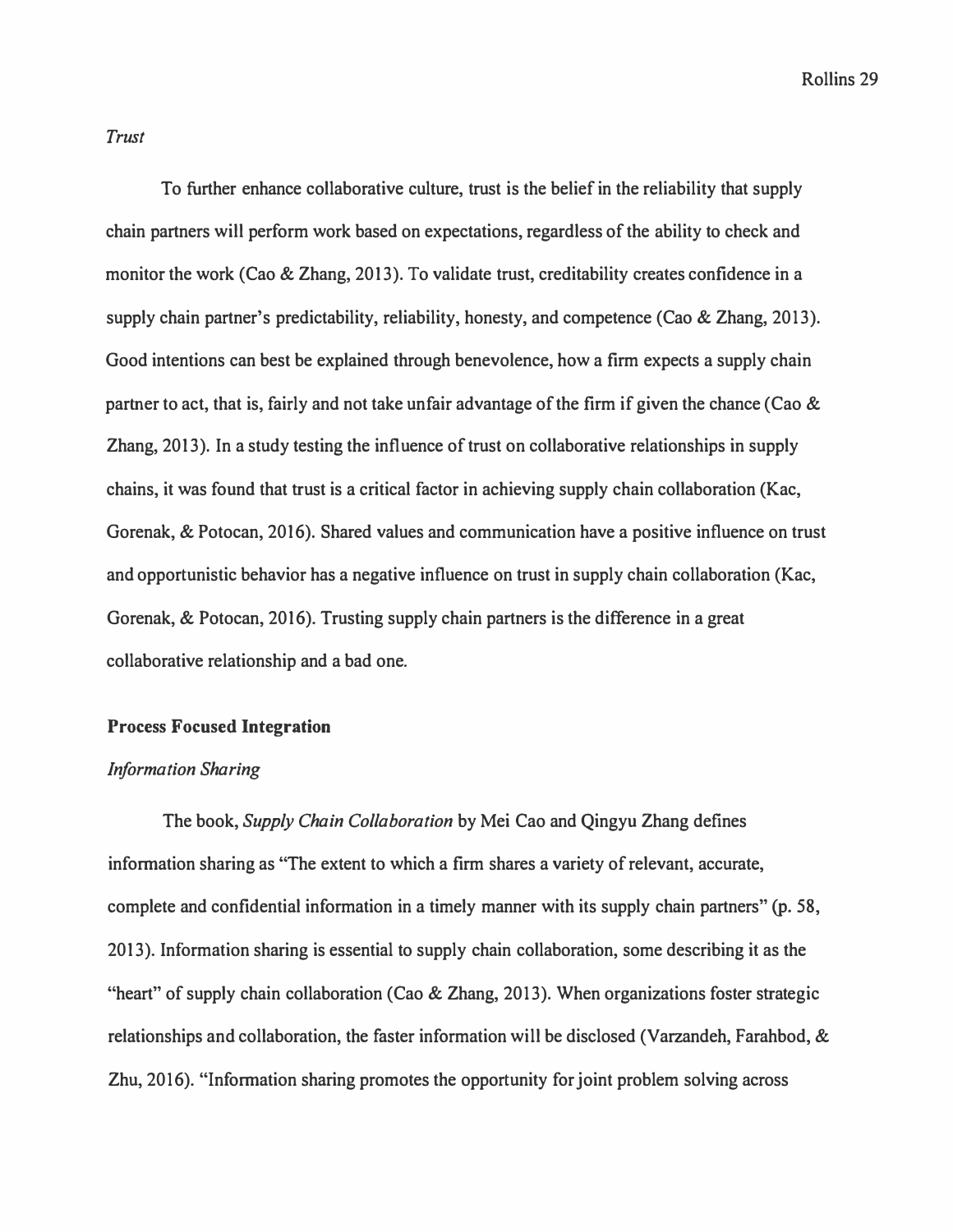*Trust*

To further enhance collaborative culture, trust is the belief in the reliability that supply chain partners will perform work based on expectations, regardless of the ability to check and monitor the work (Cao & Zhang, 2013). To validate trust, creditability creates confidence in a supply chain partner's predictability, reliability, honesty, and competence (Cao & Zhang, 2013). Good intentions can best be explained through benevolence, how a firm expects a supply chain partner to act, that is, fairly and not take unfair advantage of the firm if given the chance (Cao & Zhang, 2013). In a study testing the influence of trust on collaborative relationships in supply chains, it was found that trust is a critical factor in achieving supply chain collaboration (Kac, Gorenak, & Potocan, 2016). Shared values and communication have a positive influence on trust and opportunistic behavior has a negative influence on trust in supply chain collaboration (Kac, Gorenak, & Potocan, 2016). Trusting supply chain partners is the difference in a great collaborative relationship and a bad one.

**Process Focused Integration**

*Information Sharing*

The book, *Supply Chain Collaboration* by Mei Cao and Qingyu Zhang defines information sharing as "The extent to which a firm shares a variety of relevant, accurate, complete and confidential information in a timely manner with its supply chain partners" (p. 58, 2013). Information sharing is essential to supply chain collaboration, some describing it as the "heart" of supply chain collaboration (Cao & Zhang, 2013). When organizations foster strategic relationships and collaboration, the faster information will be disclosed (Varzandeh, Farahbod, & Zhu, 2016). "Information sharing promotes the opportunity for joint problem solving across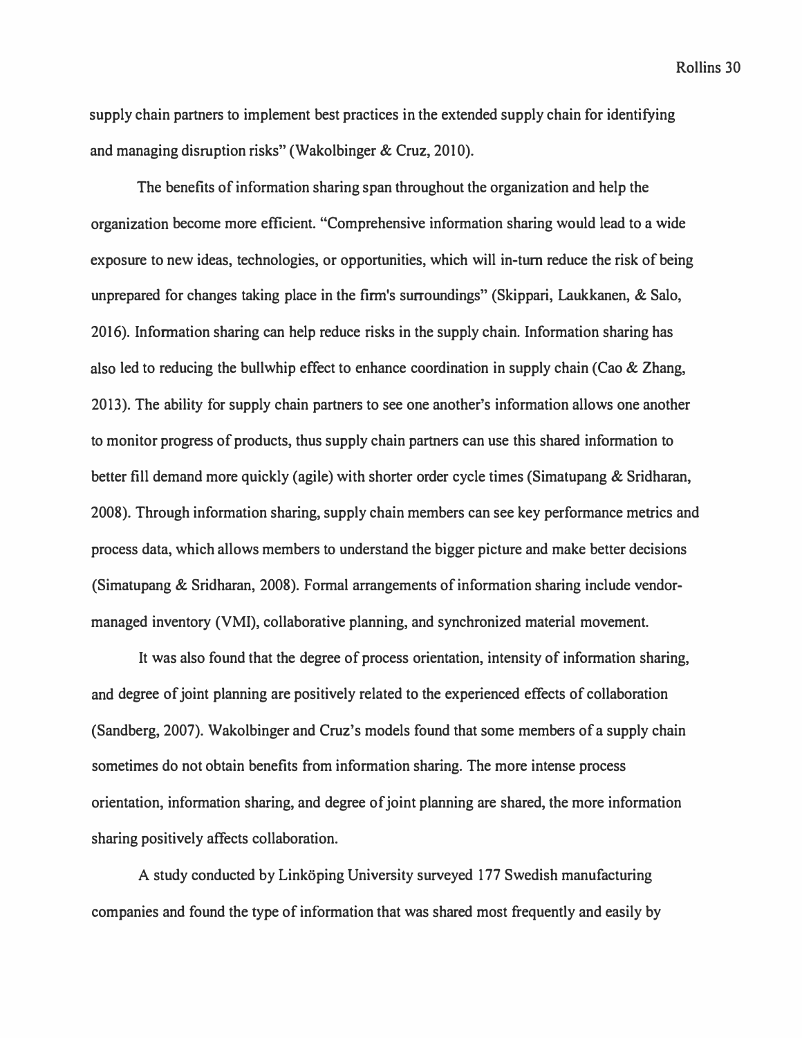supply chain partners to implement best practices in the extended supply chain for identifying and managing disruption risks" (Wakolbinger & Cruz, 2010).

The benefits of information sharing span throughout the organization and help the organization become more efficient. "Comprehensive information sharing would lead to a wide exposure to new ideas, technologies, or opportunities, which will in-turn reduce the risk of being unprepared for changes taking place in the firm's surroundings" (Skippari, Laukkanen, & Salo, 2016). Information sharing can help reduce risks in the supply chain. Information sharing has also led to reducing the bullwhip effect to enhance coordination in supply chain (Cao & Zhang, 2013). The ability for supply chain partners to see one another's information allows one another to monitor progress of products, thus supply chain partners can use this shared information to better fill demand more quickly (agile) with shorter order cycle times (Simatupang & Sridharan, 2008). Through information sharing, supply chain members can see key performance metrics and process data, which allows members to understand the bigger picture and make better decisions (Simatupang & Sridharan, 2008). Formal arrangements of information sharing include vendor-managed inventory (VMI), collaborative planning, and synchronized material movement.

It was also found that the degree of process orientation, intensity of information sharing, and degree of joint planning are positively related to the experienced effects of collaboration (Sandberg, 2007). Wakolbinger and Cruz's models found that some members of a supply chain sometimes do not obtain benefits from information sharing. The more intense process orientation, information sharing, and degree of joint planning are shared, the more information sharing positively affects collaboration.

A study conducted by Linköping University surveyed 177 Swedish manufacturing companies and found the type of information that was shared most frequently and easily by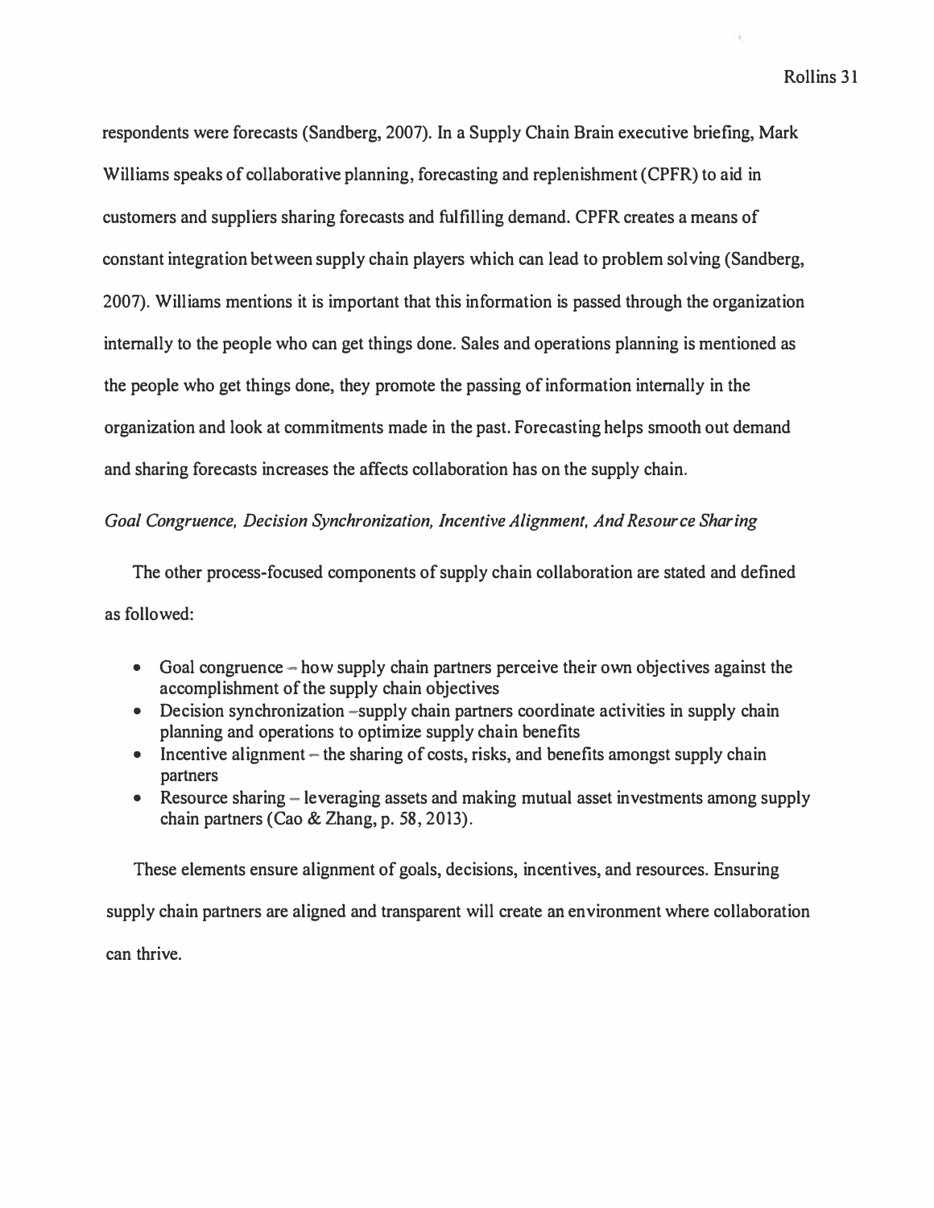respondents were forecasts (Sandberg, 2007). In a Supply Chain Brain executive briefing, Mark Williams speaks of collaborative planning, forecasting and replenishment (CPFR) to aid in customers and suppliers sharing forecasts and fulfilling demand. CPFR creates a means of constant integration between supply chain players which can lead to problem solving (Sandberg, 2007). Williams mentions it is important that this information is passed through the organization internally to the people who can get things done. Sales and operations planning is mentioned as the people who get things done, they promote the passing of information internally in the organization and look at commitments made in the past. Forecasting helps smooth out demand and sharing forecasts increases the affects collaboration has on the supply chain.

*Goal Congruence, Decision Synchronization, Incentive Alignment, And Resource Sharing*

The other process-focused components of supply chain collaboration are stated and defined as followed:

- Goal congruence – how supply chain partners perceive their own objectives against the accomplishment of the supply chain objectives
- Decision synchronization –supply chain partners coordinate activities in supply chain planning and operations to optimize supply chain benefits
- Incentive alignment – the sharing of costs, risks, and benefits amongst supply chain partners
- Resource sharing – leveraging assets and making mutual asset investments among supply chain partners (Cao & Zhang, p. 58, 2013).

These elements ensure alignment of goals, decisions, incentives, and resources. Ensuring supply chain partners are aligned and transparent will create an environment where collaboration can thrive.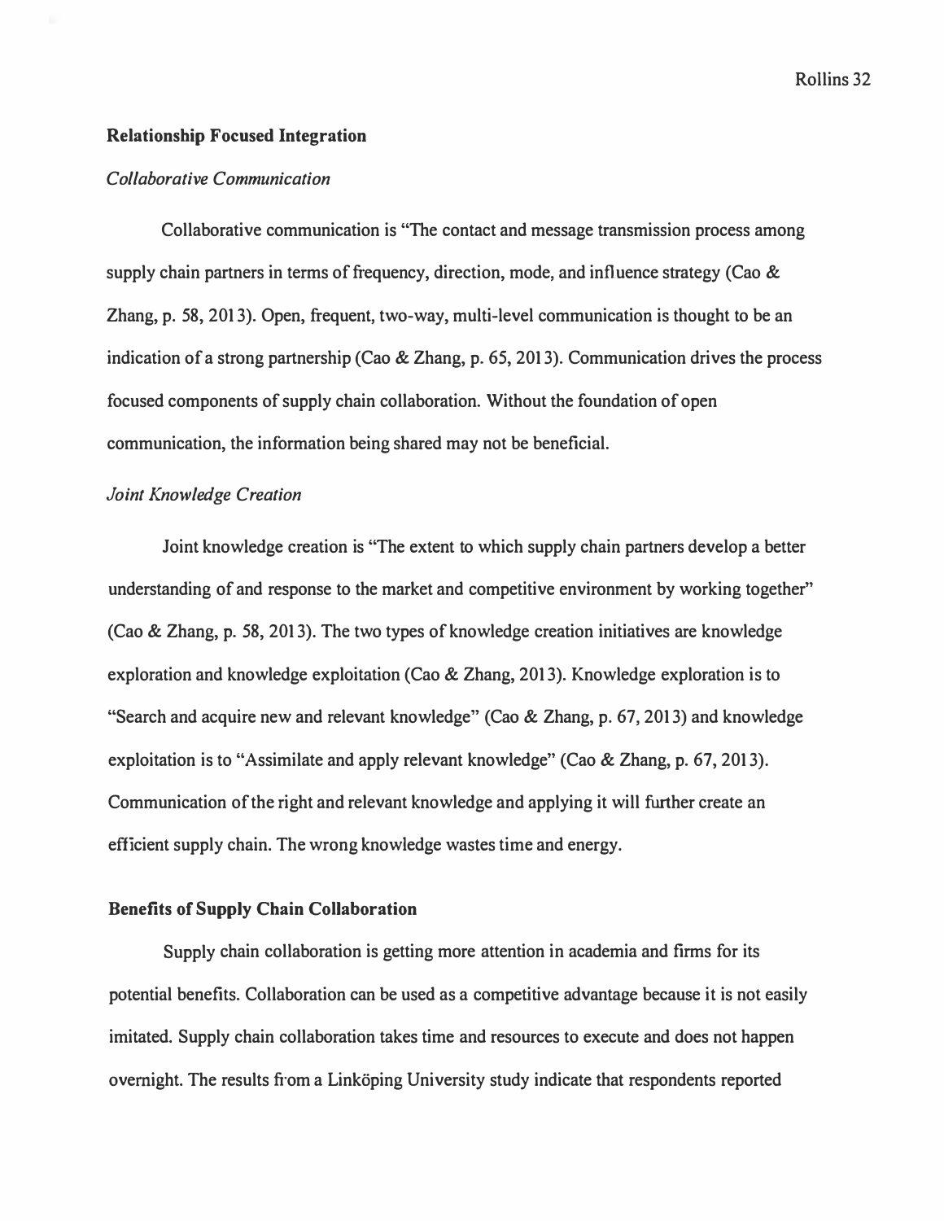## Relationship Focused Integration

### *Collaborative Communication*

Collaborative communication is "The contact and message transmission process among supply chain partners in terms of frequency, direction, mode, and influence strategy (Cao & Zhang, p. 58, 2013). Open, frequent, two-way, multi-level communication is thought to be an indication of a strong partnership (Cao & Zhang, p. 65, 2013). Communication drives the process focused components of supply chain collaboration. Without the foundation of open communication, the information being shared may not be beneficial.

### *Joint Knowledge Creation*

Joint knowledge creation is "The extent to which supply chain partners develop a better understanding of and response to the market and competitive environment by working together" (Cao & Zhang, p. 58, 2013). The two types of knowledge creation initiatives are knowledge exploration and knowledge exploitation (Cao & Zhang, 2013). Knowledge exploration is to "Search and acquire new and relevant knowledge" (Cao & Zhang, p. 67, 2013) and knowledge exploitation is to "Assimilate and apply relevant knowledge" (Cao & Zhang, p. 67, 2013). Communication of the right and relevant knowledge and applying it will further create an efficient supply chain. The wrong knowledge wastes time and energy.

## Benefits of Supply Chain Collaboration

Supply chain collaboration is getting more attention in academia and firms for its potential benefits. Collaboration can be used as a competitive advantage because it is not easily imitated. Supply chain collaboration takes time and resources to execute and does not happen overnight. The results from a Linköping University study indicate that respondents reported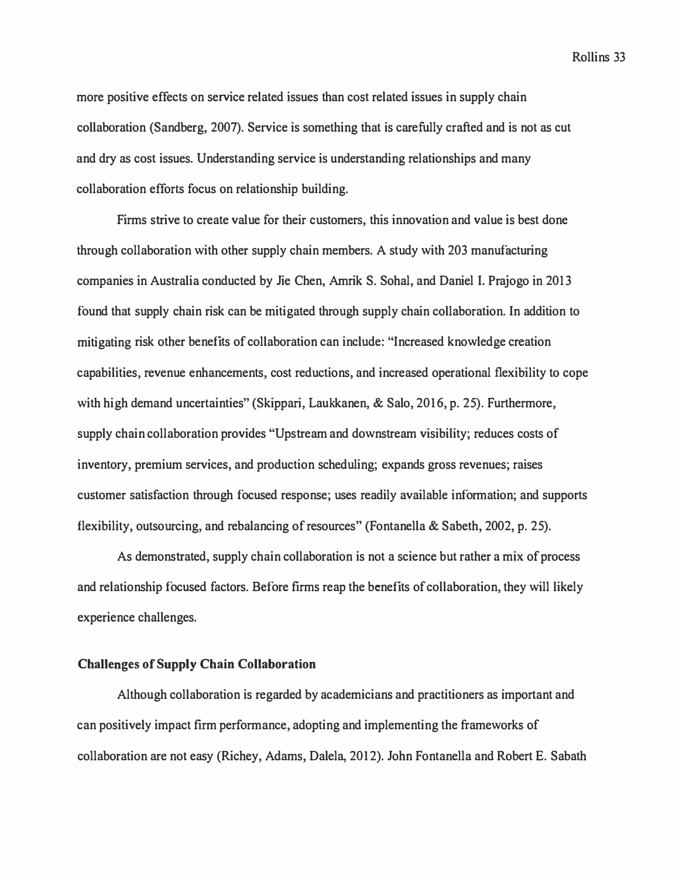more positive effects on service related issues than cost related issues in supply chain collaboration (Sandberg, 2007). Service is something that is carefully crafted and is not as cut and dry as cost issues. Understanding service is understanding relationships and many collaboration efforts focus on relationship building.

Firms strive to create value for their customers, this innovation and value is best done through collaboration with other supply chain members. A study with 203 manufacturing companies in Australia conducted by Jie Chen, Amrik S. Sohal, and Daniel I. Prajogo in 2013 found that supply chain risk can be mitigated through supply chain collaboration. In addition to mitigating risk other benefits of collaboration can include: "Increased knowledge creation capabilities, revenue enhancements, cost reductions, and increased operational flexibility to cope with high demand uncertainties" (Skippari, Laukkanen, & Salo, 2016, p. 25). Furthermore, supply chain collaboration provides "Upstream and downstream visibility; reduces costs of inventory, premium services, and production scheduling; expands gross revenues; raises customer satisfaction through focused response; uses readily available information; and supports flexibility, outsourcing, and rebalancing of resources" (Fontanella & Sabeth, 2002, p. 25).

As demonstrated, supply chain collaboration is not a science but rather a mix of process and relationship focused factors. Before firms reap the benefits of collaboration, they will likely experience challenges.

### Challenges of Supply Chain Collaboration

Although collaboration is regarded by academicians and practitioners as important and can positively impact firm performance, adopting and implementing the frameworks of collaboration are not easy (Richey, Adams, Dalela, 2012). John Fontanella and Robert E. Sabath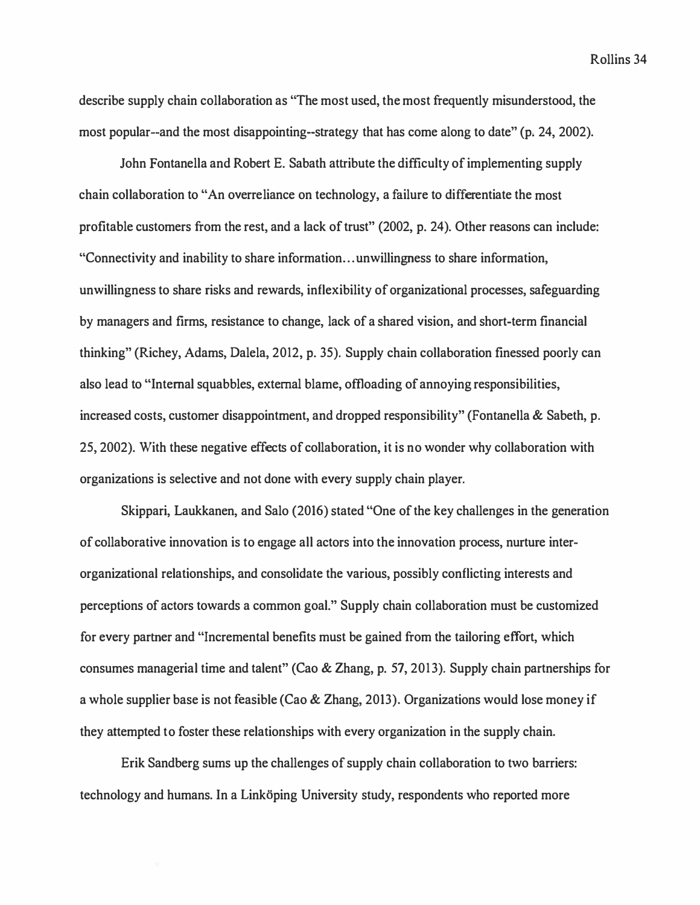describe supply chain collaboration as "The most used, the most frequently misunderstood, the most popular--and the most disappointing--strategy that has come along to date" (p. 24, 2002).

John Fontanella and Robert E. Sabath attribute the difficulty of implementing supply chain collaboration to "An overreliance on technology, a failure to differentiate the most profitable customers from the rest, and a lack of trust" (2002, p. 24). Other reasons can include: "Connectivity and inability to share information…unwillingness to share information, unwillingness to share risks and rewards, inflexibility of organizational processes, safeguarding by managers and firms, resistance to change, lack of a shared vision, and short-term financial thinking" (Richey, Adams, Dalela, 2012, p. 35). Supply chain collaboration finessed poorly can also lead to "Internal squabbles, external blame, offloading of annoying responsibilities, increased costs, customer disappointment, and dropped responsibility" (Fontanella & Sabeth, p. 25, 2002). With these negative effects of collaboration, it is no wonder why collaboration with organizations is selective and not done with every supply chain player.

Skippari, Laukkanen, and Salo (2016) stated "One of the key challenges in the generation of collaborative innovation is to engage all actors into the innovation process, nurture inter-organizational relationships, and consolidate the various, possibly conflicting interests and perceptions of actors towards a common goal." Supply chain collaboration must be customized for every partner and "Incremental benefits must be gained from the tailoring effort, which consumes managerial time and talent" (Cao & Zhang, p. 57, 2013). Supply chain partnerships for a whole supplier base is not feasible (Cao & Zhang, 2013). Organizations would lose money if they attempted to foster these relationships with every organization in the supply chain.

Erik Sandberg sums up the challenges of supply chain collaboration to two barriers: technology and humans. In a Linköping University study, respondents who reported more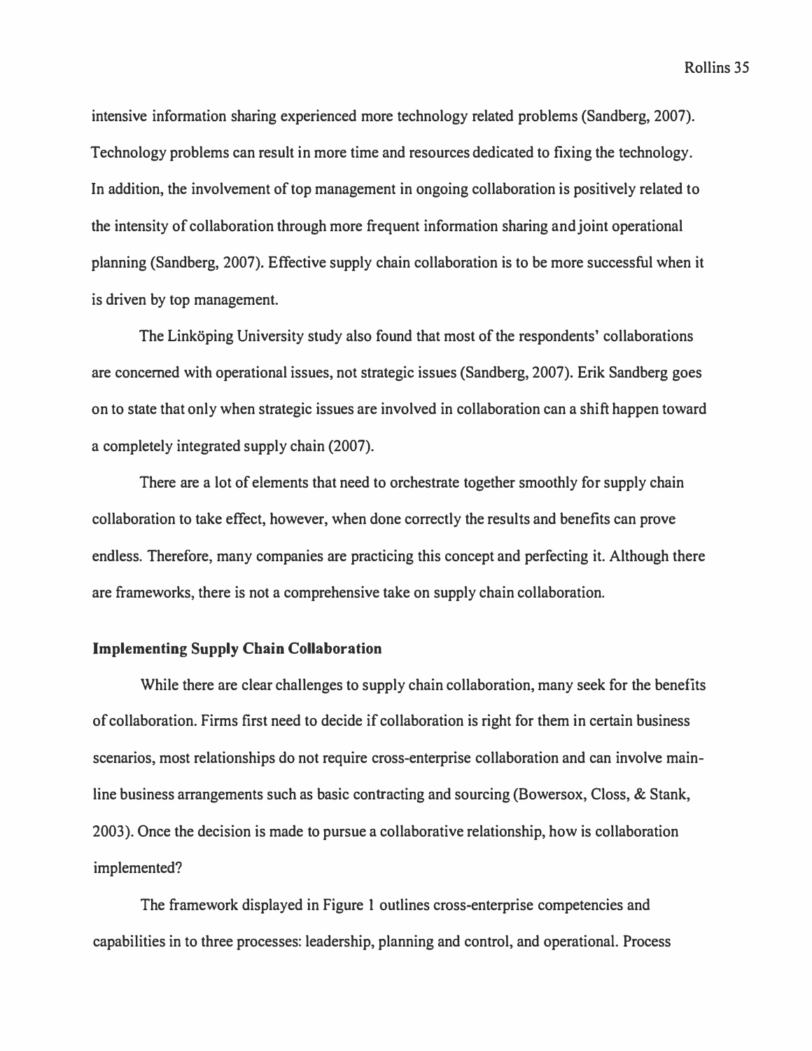intensive information sharing experienced more technology related problems (Sandberg, 2007). Technology problems can result in more time and resources dedicated to fixing the technology. In addition, the involvement of top management in ongoing collaboration is positively related to the intensity of collaboration through more frequent information sharing and joint operational planning (Sandberg, 2007). Effective supply chain collaboration is to be more successful when it is driven by top management.

The Linköping University study also found that most of the respondents' collaborations are concerned with operational issues, not strategic issues (Sandberg, 2007). Erik Sandberg goes on to state that only when strategic issues are involved in collaboration can a shift happen toward a completely integrated supply chain (2007).

There are a lot of elements that need to orchestrate together smoothly for supply chain collaboration to take effect, however, when done correctly the results and benefits can prove endless. Therefore, many companies are practicing this concept and perfecting it. Although there are frameworks, there is not a comprehensive take on supply chain collaboration.

**Implementing Supply Chain Collaboration**

While there are clear challenges to supply chain collaboration, many seek for the benefits of collaboration. Firms first need to decide if collaboration is right for them in certain business scenarios, most relationships do not require cross-enterprise collaboration and can involve main-line business arrangements such as basic contracting and sourcing (Bowersox, Closs, & Stank, 2003). Once the decision is made to pursue a collaborative relationship, how is collaboration implemented?

The framework displayed in Figure 1 outlines cross-enterprise competencies and capabilities in to three processes: leadership, planning and control, and operational. Process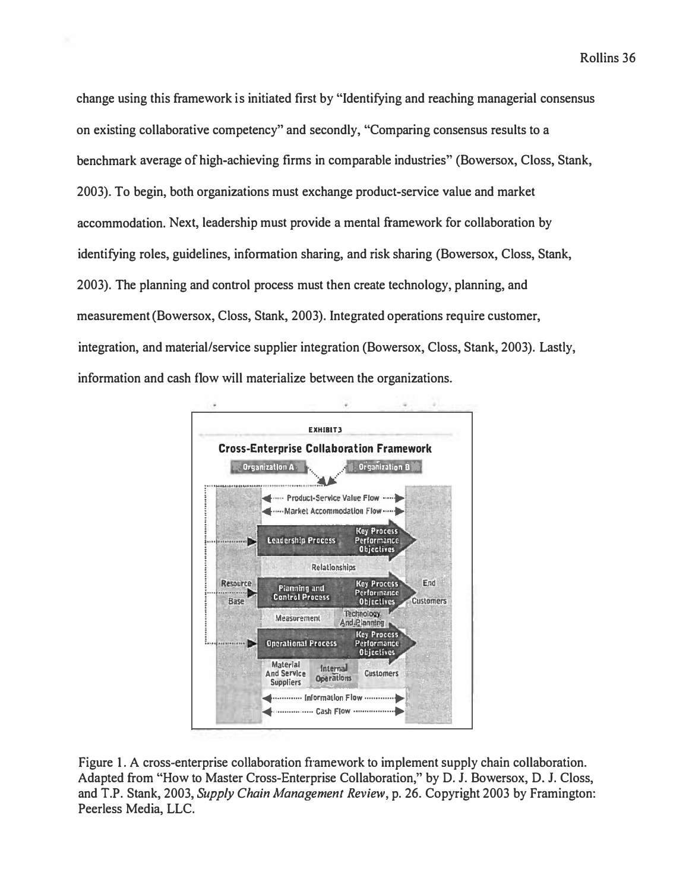change using this framework is initiated first by "Identifying and reaching managerial consensus on existing collaborative competency" and secondly, "Comparing consensus results to a benchmark average of high-achieving firms in comparable industries" (Bowersox, Closs, Stank, 2003). To begin, both organizations must exchange product-service value and market accommodation. Next, leadership must provide a mental framework for collaboration by identifying roles, guidelines, information sharing, and risk sharing (Bowersox, Closs, Stank, 2003). The planning and control process must then create technology, planning, and measurement (Bowersox, Closs, Stank, 2003). Integrated operations require customer, integration, and material/service supplier integration (Bowersox, Closs, Stank, 2003). Lastly, information and cash flow will materialize between the organizations.

EXHIBIT 3

**Cross-Enterprise Collaboration Framework**

Organization A · Organization B

Product-Service Value Flow

Market Accommodation Flow

Resource Base · Leadership Process · Key Process Performance Objectives · Relationships · Planning and Control Process · Key Process Performance Objectives · Measurement · Technology And Planning · Operational Process · Key Process Performance Objectives · Material And Service Suppliers · Internal Operations · Customers · End Customers

Information Flow

Cash Flow

Figure 1. A cross-enterprise collaboration framework to implement supply chain collaboration. Adapted from "How to Master Cross-Enterprise Collaboration," by D. J. Bowersox, D. J. Closs, and T.P. Stank, 2003, *Supply Chain Management Review*, p. 26. Copyright 2003 by Framington: Peerless Media, LLC.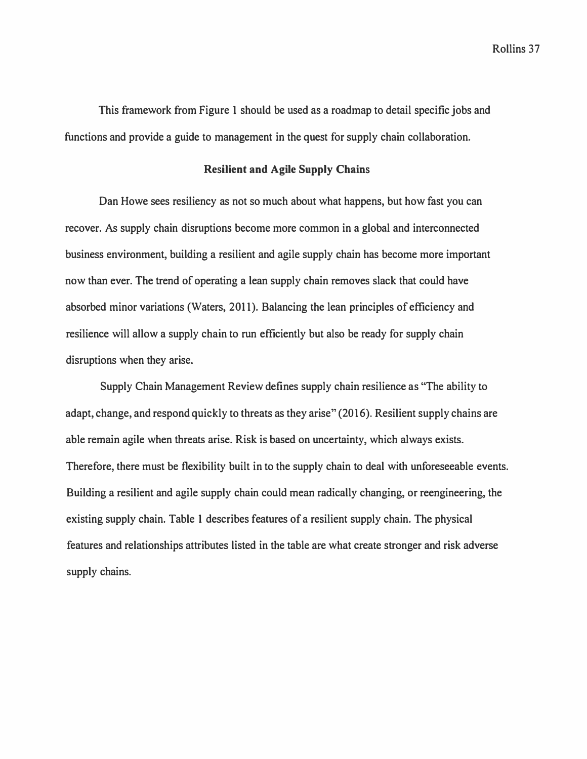This framework from Figure 1 should be used as a roadmap to detail specific jobs and functions and provide a guide to management in the quest for supply chain collaboration.

## Resilient and Agile Supply Chains

Dan Howe sees resiliency as not so much about what happens, but how fast you can recover. As supply chain disruptions become more common in a global and interconnected business environment, building a resilient and agile supply chain has become more important now than ever. The trend of operating a lean supply chain removes slack that could have absorbed minor variations (Waters, 2011). Balancing the lean principles of efficiency and resilience will allow a supply chain to run efficiently but also be ready for supply chain disruptions when they arise.

Supply Chain Management Review defines supply chain resilience as "The ability to adapt, change, and respond quickly to threats as they arise" (2016). Resilient supply chains are able remain agile when threats arise. Risk is based on uncertainty, which always exists. Therefore, there must be flexibility built in to the supply chain to deal with unforeseeable events. Building a resilient and agile supply chain could mean radically changing, or reengineering, the existing supply chain. Table 1 describes features of a resilient supply chain. The physical features and relationships attributes listed in the table are what create stronger and risk adverse supply chains.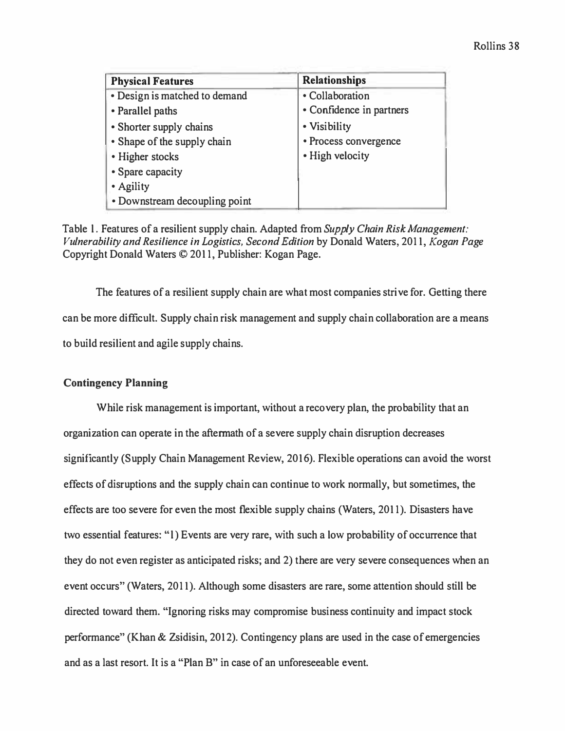| Physical Features | Relationships |
| --- | --- |
| • Design is matched to demand | • Collaboration |
| • Parallel paths | • Confidence in partners |
| • Shorter supply chains | • Visibility |
| • Shape of the supply chain | • Process convergence |
| • Higher stocks | • High velocity |
| • Spare capacity | |
| • Agility | |
| • Downstream decoupling point | |

Table 1. Features of a resilient supply chain. Adapted from *Supply Chain Risk Management: Vulnerability and Resilience in Logistics, Second Edition* by Donald Waters, 2011, *Kogan Page* Copyright Donald Waters © 2011, Publisher: Kogan Page.

The features of a resilient supply chain are what most companies strive for. Getting there can be more difficult. Supply chain risk management and supply chain collaboration are a means to build resilient and agile supply chains.

**Contingency Planning**

While risk management is important, without a recovery plan, the probability that an organization can operate in the aftermath of a severe supply chain disruption decreases significantly (Supply Chain Management Review, 2016). Flexible operations can avoid the worst effects of disruptions and the supply chain can continue to work normally, but sometimes, the effects are too severe for even the most flexible supply chains (Waters, 2011). Disasters have two essential features: "1) Events are very rare, with such a low probability of occurrence that they do not even register as anticipated risks; and 2) there are very severe consequences when an event occurs" (Waters, 2011). Although some disasters are rare, some attention should still be directed toward them. "Ignoring risks may compromise business continuity and impact stock performance" (Khan & Zsidisin, 2012). Contingency plans are used in the case of emergencies and as a last resort. It is a "Plan B" in case of an unforeseeable event.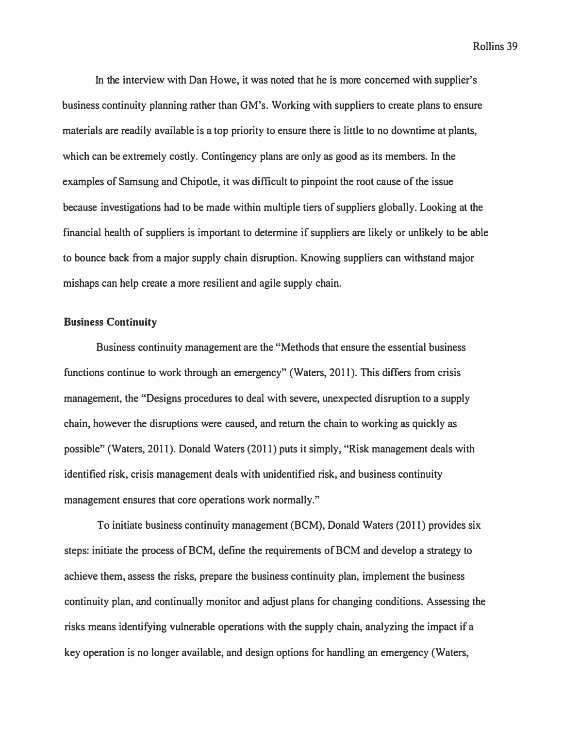In the interview with Dan Howe, it was noted that he is more concerned with supplier's business continuity planning rather than GM's. Working with suppliers to create plans to ensure materials are readily available is a top priority to ensure there is little to no downtime at plants, which can be extremely costly. Contingency plans are only as good as its members. In the examples of Samsung and Chipotle, it was difficult to pinpoint the root cause of the issue because investigations had to be made within multiple tiers of suppliers globally. Looking at the financial health of suppliers is important to determine if suppliers are likely or unlikely to be able to bounce back from a major supply chain disruption. Knowing suppliers can withstand major mishaps can help create a more resilient and agile supply chain.

**Business Continuity**

Business continuity management are the "Methods that ensure the essential business functions continue to work through an emergency" (Waters, 2011). This differs from crisis management, the "Designs procedures to deal with severe, unexpected disruption to a supply chain, however the disruptions were caused, and return the chain to working as quickly as possible" (Waters, 2011). Donald Waters (2011) puts it simply, "Risk management deals with identified risk, crisis management deals with unidentified risk, and business continuity management ensures that core operations work normally."

To initiate business continuity management (BCM), Donald Waters (2011) provides six steps: initiate the process of BCM, define the requirements of BCM and develop a strategy to achieve them, assess the risks, prepare the business continuity plan, implement the business continuity plan, and continually monitor and adjust plans for changing conditions. Assessing the risks means identifying vulnerable operations with the supply chain, analyzing the impact if a key operation is no longer available, and design options for handling an emergency (Waters,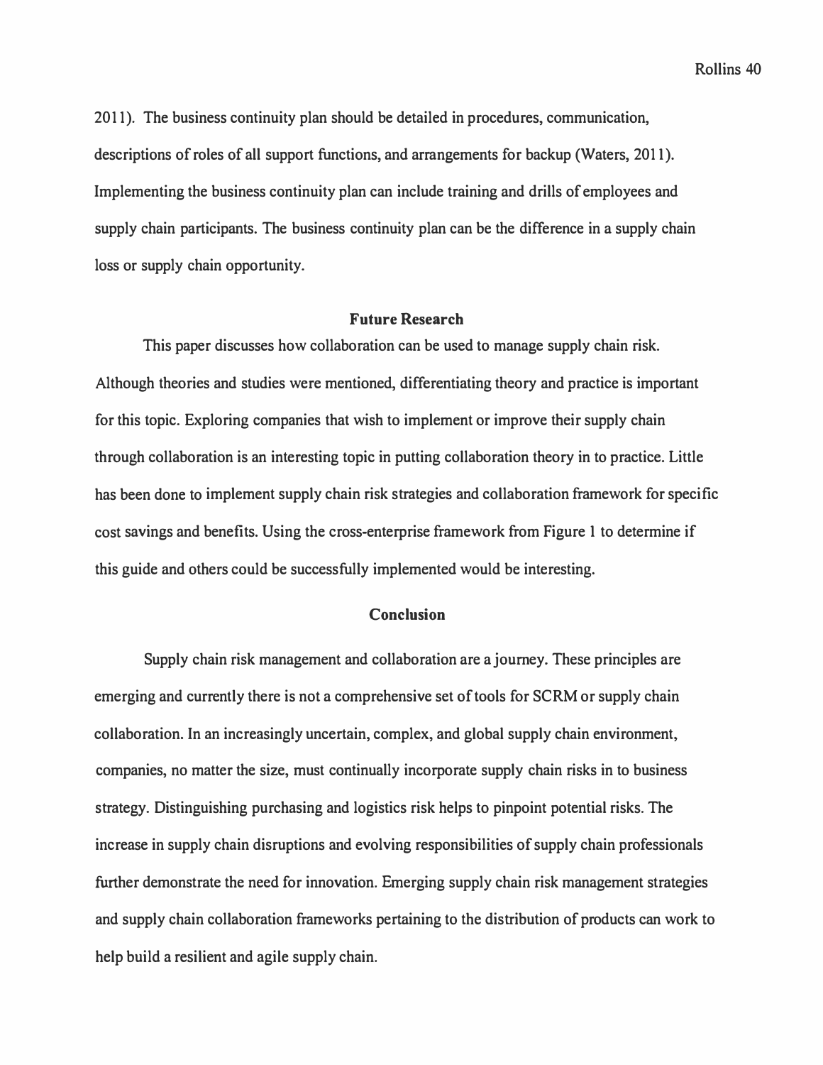2011). The business continuity plan should be detailed in procedures, communication, descriptions of roles of all support functions, and arrangements for backup (Waters, 2011). Implementing the business continuity plan can include training and drills of employees and supply chain participants. The business continuity plan can be the difference in a supply chain loss or supply chain opportunity.

## Future Research

This paper discusses how collaboration can be used to manage supply chain risk. Although theories and studies were mentioned, differentiating theory and practice is important for this topic. Exploring companies that wish to implement or improve their supply chain through collaboration is an interesting topic in putting collaboration theory in to practice. Little has been done to implement supply chain risk strategies and collaboration framework for specific cost savings and benefits. Using the cross-enterprise framework from Figure 1 to determine if this guide and others could be successfully implemented would be interesting.

## Conclusion

Supply chain risk management and collaboration are a journey. These principles are emerging and currently there is not a comprehensive set of tools for SCRM or supply chain collaboration. In an increasingly uncertain, complex, and global supply chain environment, companies, no matter the size, must continually incorporate supply chain risks in to business strategy. Distinguishing purchasing and logistics risk helps to pinpoint potential risks. The increase in supply chain disruptions and evolving responsibilities of supply chain professionals further demonstrate the need for innovation. Emerging supply chain risk management strategies and supply chain collaboration frameworks pertaining to the distribution of products can work to help build a resilient and agile supply chain.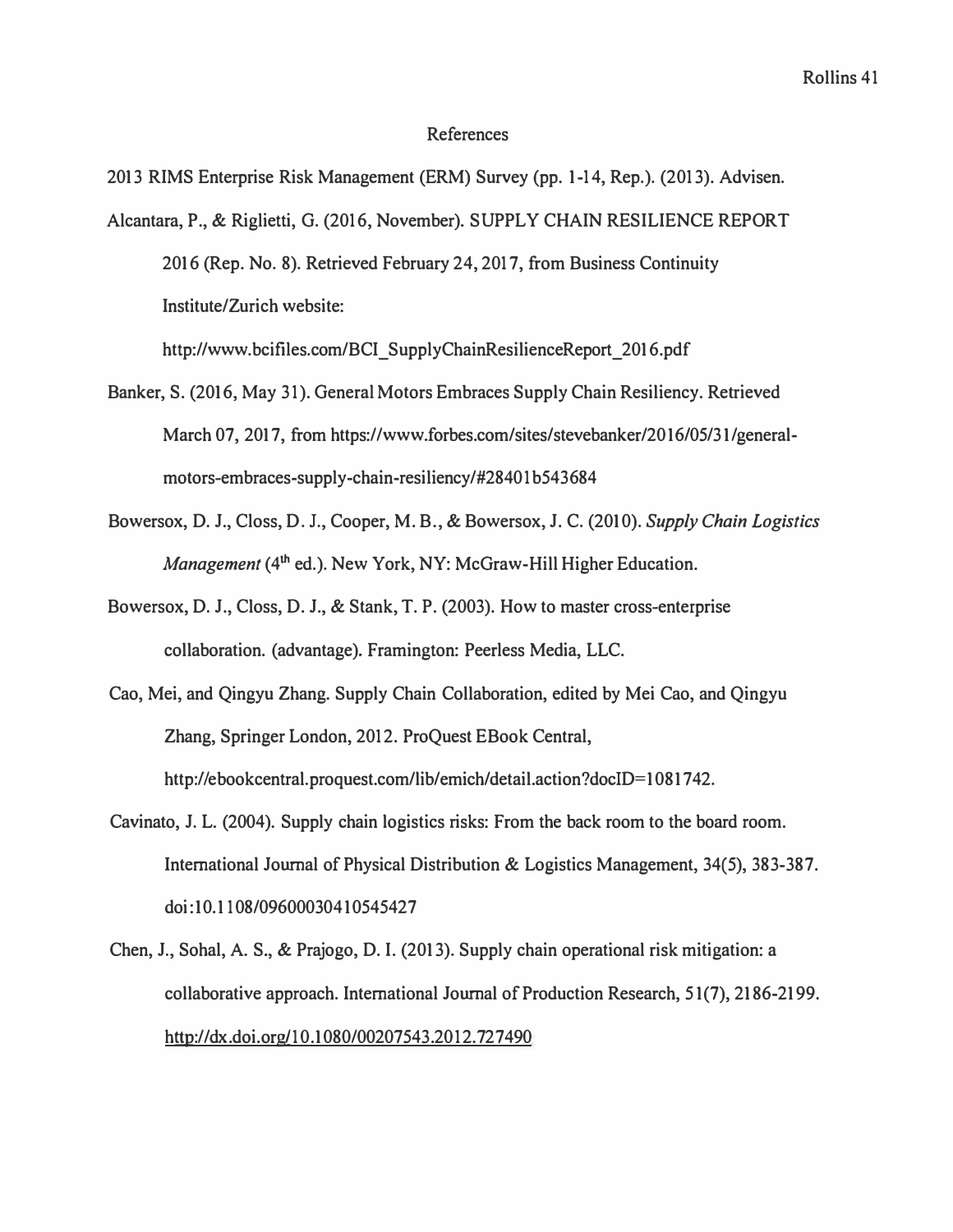# References

2013 RIMS Enterprise Risk Management (ERM) Survey (pp. 1-14, Rep.). (2013). Advisen.

Alcantara, P., & Riglietti, G. (2016, November). SUPPLY CHAIN RESILIENCE REPORT 2016 (Rep. No. 8). Retrieved February 24, 2017, from Business Continuity Institute/Zurich website: http://www.bcifiles.com/BCI_SupplyChainResilienceReport_2016.pdf

Banker, S. (2016, May 31). General Motors Embraces Supply Chain Resiliency. Retrieved March 07, 2017, from https://www.forbes.com/sites/stevebanker/2016/05/31/general-motors-embraces-supply-chain-resiliency/#28401b543684

Bowersox, D. J., Closs, D. J., Cooper, M. B., & Bowersox, J. C. (2010). *Supply Chain Logistics Management* (4th ed.). New York, NY: McGraw-Hill Higher Education.

Bowersox, D. J., Closs, D. J., & Stank, T. P. (2003). How to master cross-enterprise collaboration. (advantage). Framington: Peerless Media, LLC.

Cao, Mei, and Qingyu Zhang. Supply Chain Collaboration, edited by Mei Cao, and Qingyu Zhang, Springer London, 2012. ProQuest EBook Central, http://ebookcentral.proquest.com/lib/emich/detail.action?docID=1081742.

Cavinato, J. L. (2004). Supply chain logistics risks: From the back room to the board room. International Journal of Physical Distribution & Logistics Management, 34(5), 383-387. doi:10.1108/09600030410545427

Chen, J., Sohal, A. S., & Prajogo, D. I. (2013). Supply chain operational risk mitigation: a collaborative approach. International Journal of Production Research, 51(7), 2186-2199. http://dx.doi.org/10.1080/00207543.2012.727490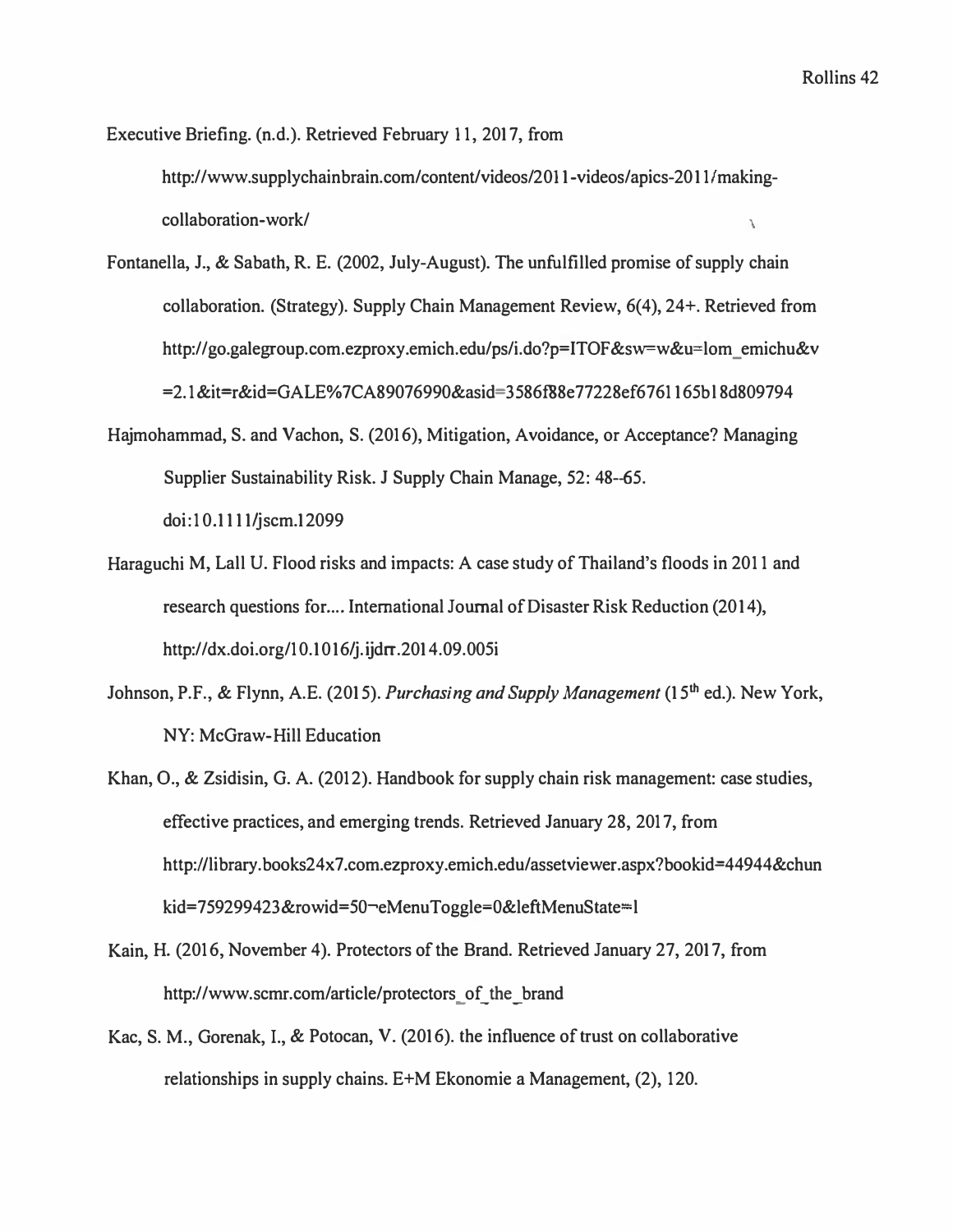Executive Briefing. (n.d.). Retrieved February 11, 2017, from http://www.supplychainbrain.com/content/videos/2011-videos/apics-2011/making-collaboration-work/

Fontanella, J., & Sabath, R. E. (2002, July-August). The unfulfilled promise of supply chain collaboration. (Strategy). Supply Chain Management Review, 6(4), 24+. Retrieved from http://go.galegroup.com.ezproxy.emich.edu/ps/i.do?p=ITOF&sw=w&u=lom_emichu&v=2.1&it=r&id=GALE%7CA89076990&asid=3586f88e77228ef6761165b18d809794

Hajmohammad, S. and Vachon, S. (2016), Mitigation, Avoidance, or Acceptance? Managing Supplier Sustainability Risk. J Supply Chain Manage, 52: 48--65. doi:10.1111/jscm.12099

Haraguchi M, Lall U. Flood risks and impacts: A case study of Thailand's floods in 2011 and research questions for.... International Journal of Disaster Risk Reduction (2014), http://dx.doi.org/10.1016/j.ijdrr.2014.09.005i

Johnson, P.F., & Flynn, A.E. (2015). *Purchasing and Supply Management* (15th ed.). New York, NY: McGraw-Hill Education

Khan, O., & Zsidisin, G. A. (2012). Handbook for supply chain risk management: case studies, effective practices, and emerging trends. Retrieved January 28, 2017, from http://library.books24x7.com.ezproxy.emich.edu/assetviewer.aspx?bookid=44944&chunkid=759299423&rowid=50¬eMenuToggle=0&leftMenuState=1

Kain, H. (2016, November 4). Protectors of the Brand. Retrieved January 27, 2017, from http://www.scmr.com/article/protectors_of_the_brand

Kac, S. M., Gorenak, I., & Potocan, V. (2016). the influence of trust on collaborative relationships in supply chains. E+M Ekonomie a Management, (2), 120.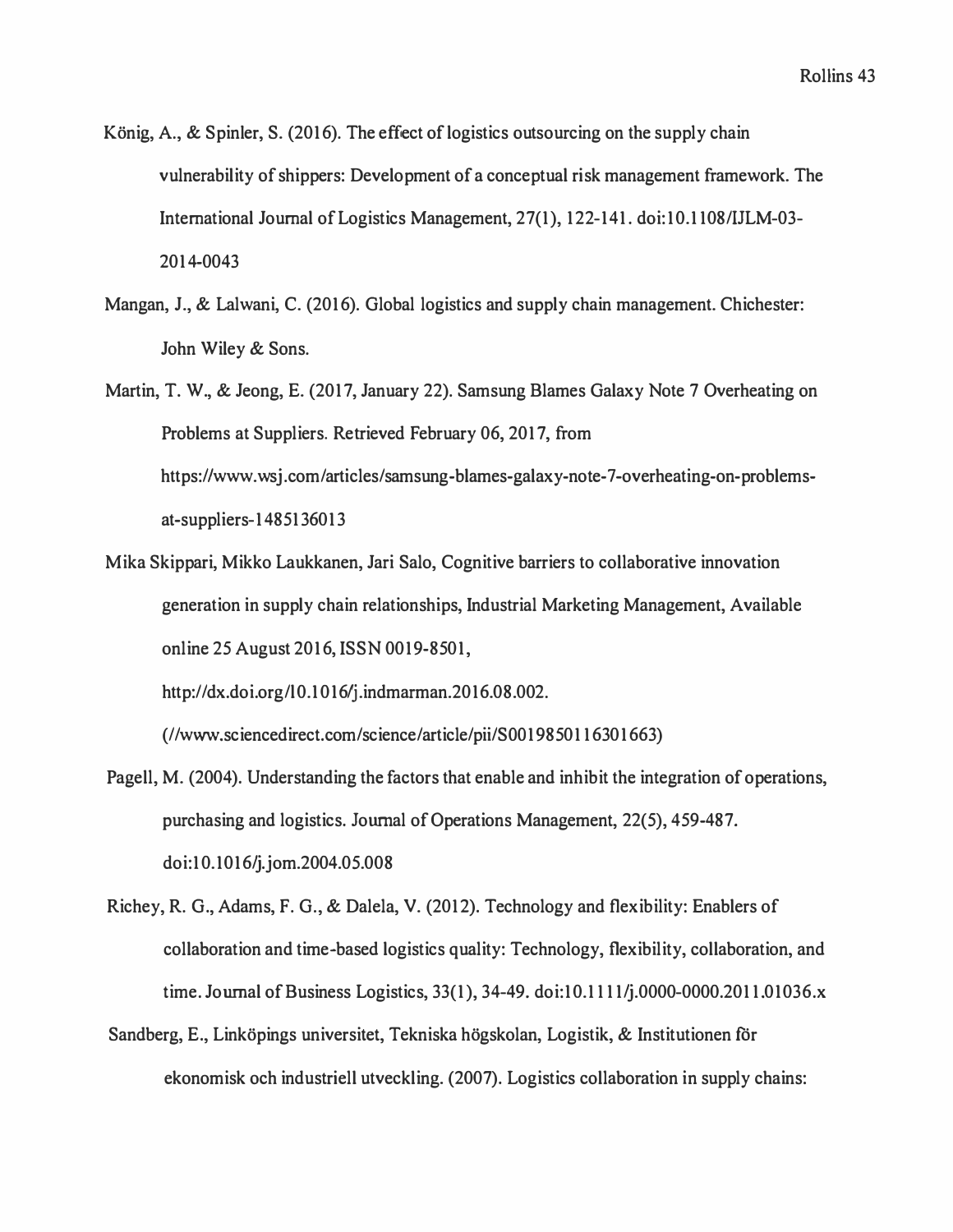König, A., & Spinler, S. (2016). The effect of logistics outsourcing on the supply chain vulnerability of shippers: Development of a conceptual risk management framework. The International Journal of Logistics Management, 27(1), 122-141. doi:10.1108/IJLM-03-2014-0043

Mangan, J., & Lalwani, C. (2016). Global logistics and supply chain management. Chichester: John Wiley & Sons.

Martin, T. W., & Jeong, E. (2017, January 22). Samsung Blames Galaxy Note 7 Overheating on Problems at Suppliers. Retrieved February 06, 2017, from https://www.wsj.com/articles/samsung-blames-galaxy-note-7-overheating-on-problems-at-suppliers-1485136013

Mika Skippari, Mikko Laukkanen, Jari Salo, Cognitive barriers to collaborative innovation generation in supply chain relationships, Industrial Marketing Management, Available online 25 August 2016, ISSN 0019-8501, http://dx.doi.org/10.1016/j.indmarman.2016.08.002. (//www.sciencedirect.com/science/article/pii/S0019850116301663)

Pagell, M. (2004). Understanding the factors that enable and inhibit the integration of operations, purchasing and logistics. Journal of Operations Management, 22(5), 459-487. doi:10.1016/j.jom.2004.05.008

Richey, R. G., Adams, F. G., & Dalela, V. (2012). Technology and flexibility: Enablers of collaboration and time-based logistics quality: Technology, flexibility, collaboration, and time. Journal of Business Logistics, 33(1), 34-49. doi:10.1111/j.0000-0000.2011.01036.x

Sandberg, E., Linköpings universitet, Tekniska högskolan, Logistik, & Institutionen för ekonomisk och industriell utveckling. (2007). Logistics collaboration in supply chains: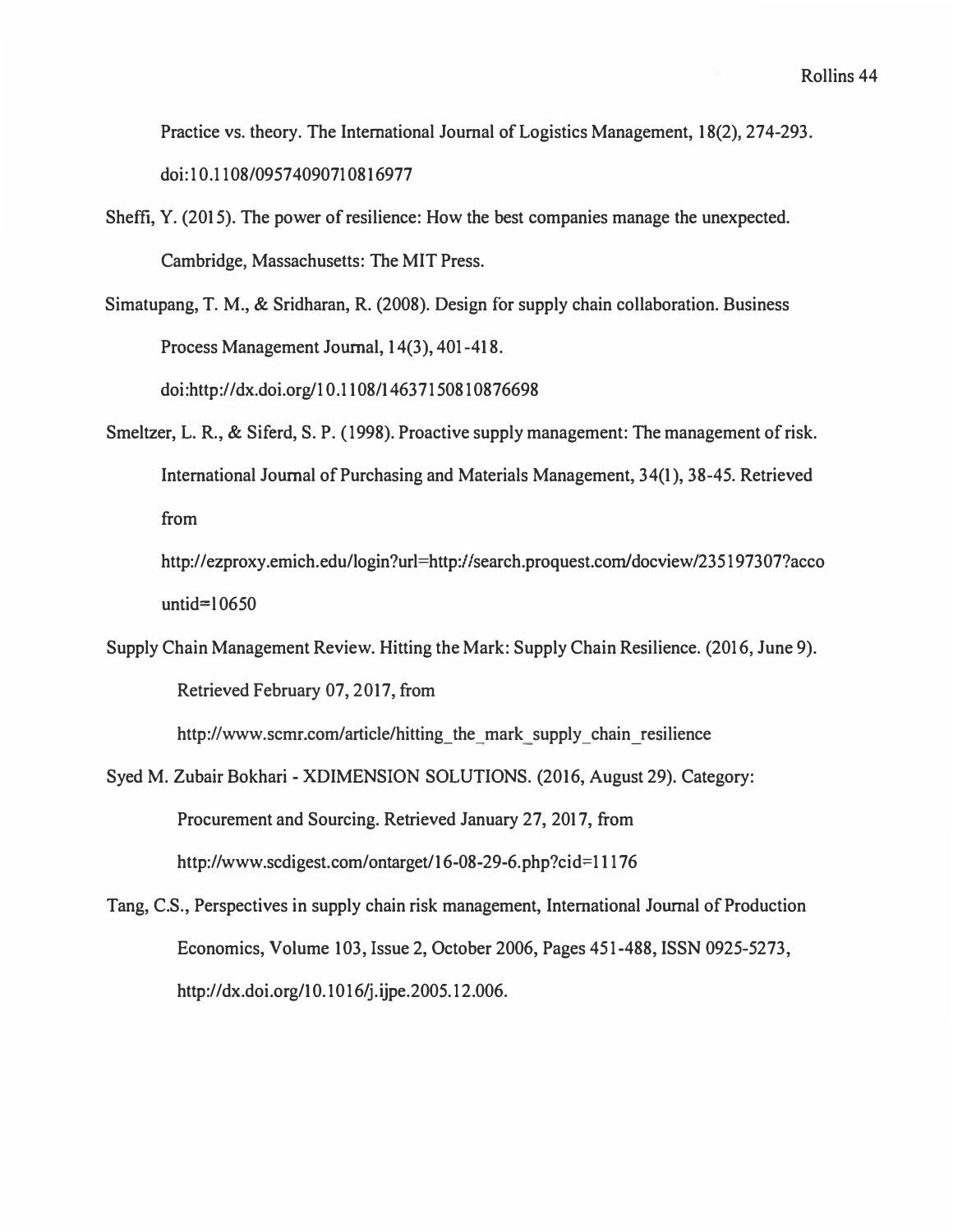Practice vs. theory. The International Journal of Logistics Management, 18(2), 274-293. doi:10.1108/09574090710816977

Sheffi, Y. (2015). The power of resilience: How the best companies manage the unexpected. Cambridge, Massachusetts: The MIT Press.

Simatupang, T. M., & Sridharan, R. (2008). Design for supply chain collaboration. Business Process Management Journal, 14(3), 401-418. doi:http://dx.doi.org/10.1108/14637150810876698

Smeltzer, L. R., & Siferd, S. P. (1998). Proactive supply management: The management of risk. International Journal of Purchasing and Materials Management, 34(1), 38-45. Retrieved from http://ezproxy.emich.edu/login?url=http://search.proquest.com/docview/235197307?accountid=10650

Supply Chain Management Review. Hitting the Mark: Supply Chain Resilience. (2016, June 9). Retrieved February 07, 2017, from http://www.scmr.com/article/hitting_the_mark_supply_chain_resilience

Syed M. Zubair Bokhari - XDIMENSION SOLUTIONS. (2016, August 29). Category: Procurement and Sourcing. Retrieved January 27, 2017, from http://www.scdigest.com/ontarget/16-08-29-6.php?cid=11176

Tang, C.S., Perspectives in supply chain risk management, International Journal of Production Economics, Volume 103, Issue 2, October 2006, Pages 451-488, ISSN 0925-5273, http://dx.doi.org/10.1016/j.ijpe.2005.12.006.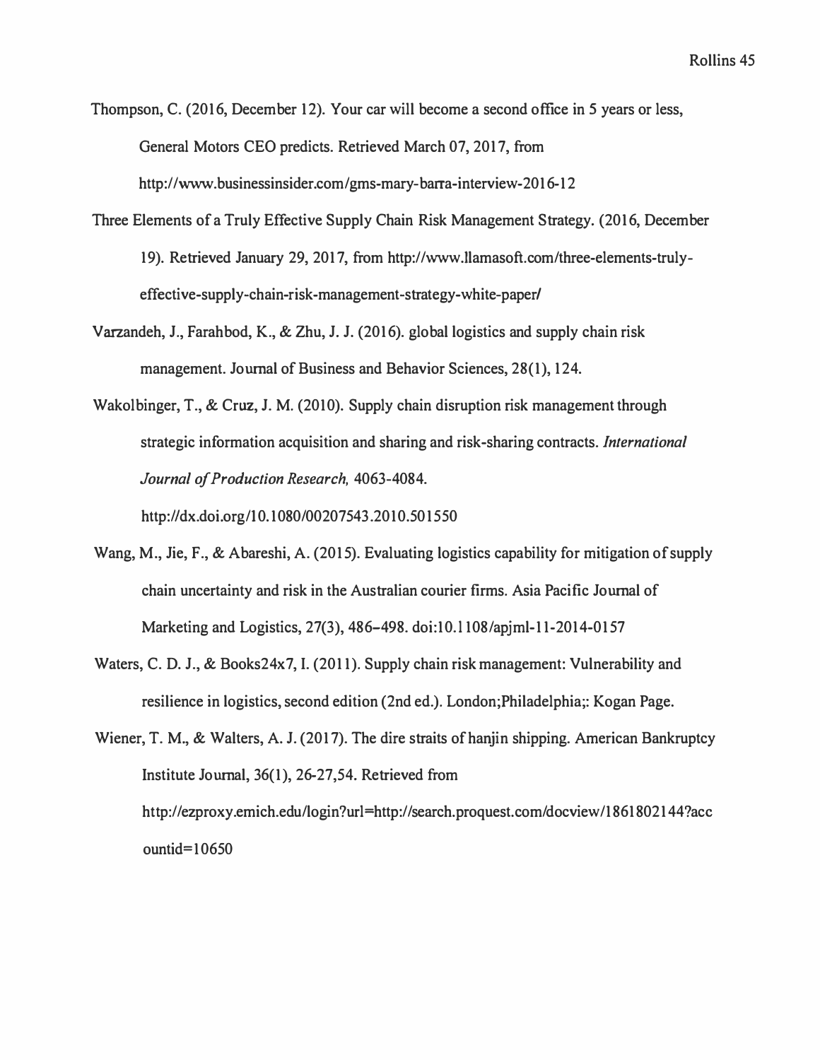Thompson, C. (2016, December 12). Your car will become a second office in 5 years or less, General Motors CEO predicts. Retrieved March 07, 2017, from http://www.businessinsider.com/gms-mary-barra-interview-2016-12

Three Elements of a Truly Effective Supply Chain Risk Management Strategy. (2016, December 19). Retrieved January 29, 2017, from http://www.llamasoft.com/three-elements-truly-effective-supply-chain-risk-management-strategy-white-paper/

Varzandeh, J., Farahbod, K., & Zhu, J. J. (2016). global logistics and supply chain risk management. Journal of Business and Behavior Sciences, 28(1), 124.

Wakolbinger, T., & Cruz, J. M. (2010). Supply chain disruption risk management through strategic information acquisition and sharing and risk-sharing contracts. *International Journal of Production Research,* 4063-4084. http://dx.doi.org/10.1080/00207543.2010.501550

Wang, M., Jie, F., & Abareshi, A. (2015). Evaluating logistics capability for mitigation of supply chain uncertainty and risk in the Australian courier firms. Asia Pacific Journal of Marketing and Logistics, 27(3), 486–498. doi:10.1108/apjml-11-2014-0157

Waters, C. D. J., & Books24x7, I. (2011). Supply chain risk management: Vulnerability and resilience in logistics, second edition (2nd ed.). London;Philadelphia;: Kogan Page.

Wiener, T. M., & Walters, A. J. (2017). The dire straits of hanjin shipping. American Bankruptcy Institute Journal, 36(1), 26-27,54. Retrieved from http://ezproxy.emich.edu/login?url=http://search.proquest.com/docview/1861802144?accountid=10650